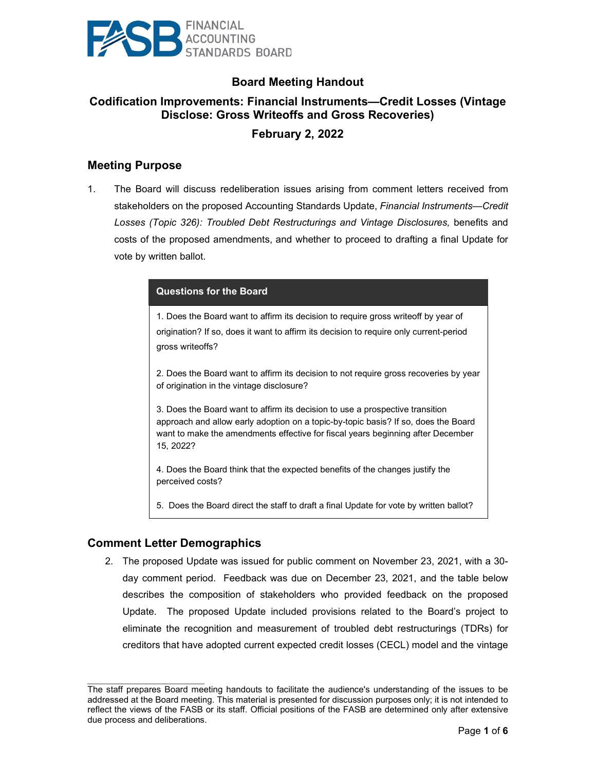# Board Meeting Handout

## Codification Improvements: Financial Instruments—Credit Losses (Vintage Disclose: Gross Writeoffs and Gross Recoveries)

## February 2, 2022

## Meeting Purpose

1. The Board will discuss redeliberation issues arising from comment letters received from stakeholders on the proposed Accounting Standards Update, *Financial Instruments—Credit Losses (Topic 326): Troubled Debt Restructurings and Vintage Disclosures,* benefits and costs of the proposed amendments, and whether to proceed to drafting a final Update for vote by written ballot.

| Questions for the Board |
| --- |
| 1. Does the Board want to affirm its decision to require gross writeoff by year of origination? If so, does it want to affirm its decision to require only current-period gross writeoffs? |
| 2. Does the Board want to affirm its decision to not require gross recoveries by year of origination in the vintage disclosure? |
| 3. Does the Board want to affirm its decision to use a prospective transition approach and allow early adoption on a topic-by-topic basis? If so, does the Board want to make the amendments effective for fiscal years beginning after December 15, 2022? |
| 4. Does the Board think that the expected benefits of the changes justify the perceived costs? |
| 5. Does the Board direct the staff to draft a final Update for vote by written ballot? |

## Comment Letter Demographics

2. The proposed Update was issued for public comment on November 23, 2021, with a 30-day comment period. Feedback was due on December 23, 2021, and the table below describes the composition of stakeholders who provided feedback on the proposed Update. The proposed Update included provisions related to the Board's project to eliminate the recognition and measurement of troubled debt restructurings (TDRs) for creditors that have adopted current expected credit losses (CECL) model and the vintage

The staff prepares Board meeting handouts to facilitate the audience's understanding of the issues to be addressed at the Board meeting. This material is presented for discussion purposes only; it is not intended to reflect the views of the FASB or its staff. Official positions of the FASB are determined only after extensive due process and deliberations.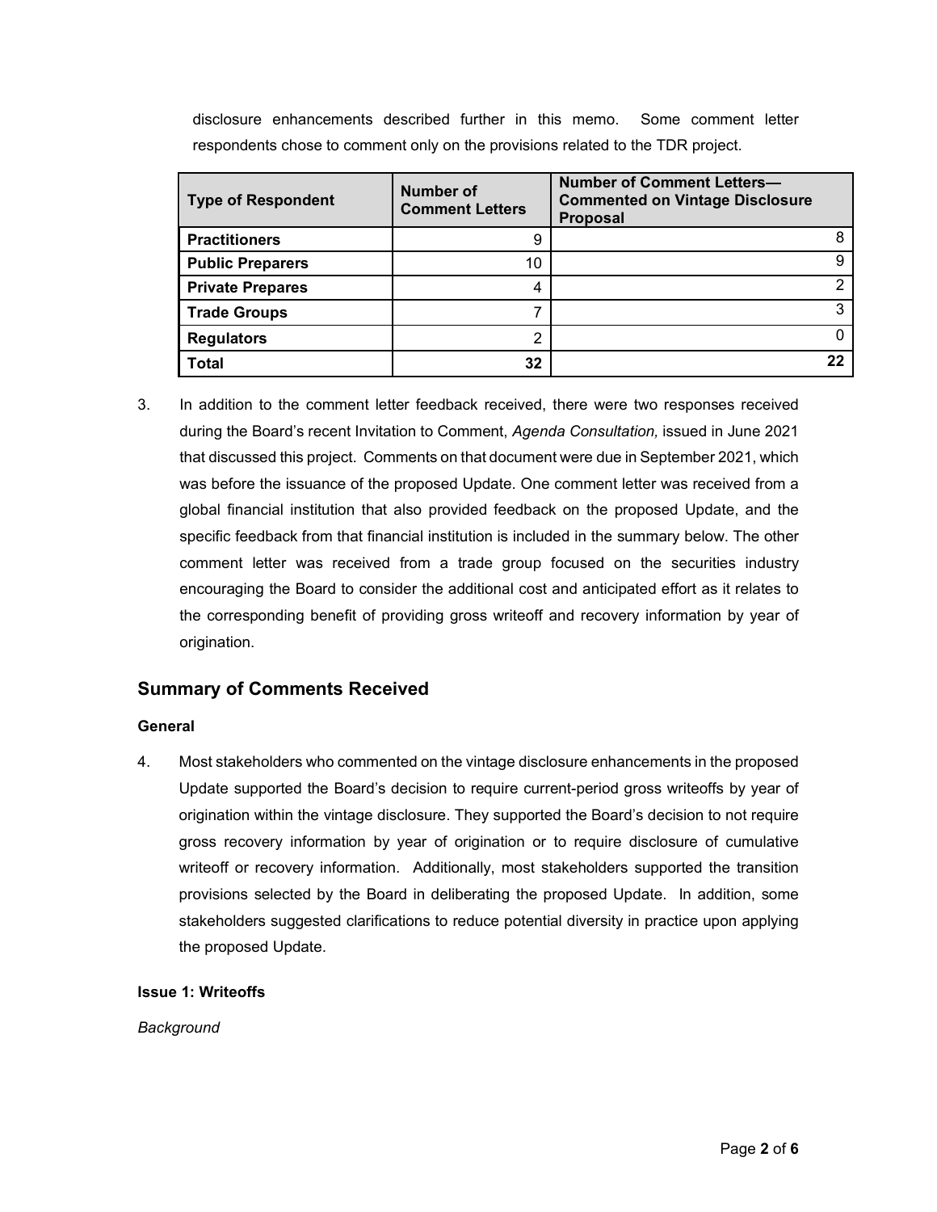disclosure enhancements described further in this memo. Some comment letter respondents chose to comment only on the provisions related to the TDR project.

| Type of Respondent | Number of Comment Letters | Number of Comment Letters—Commented on Vintage Disclosure Proposal |
|---|---|---|
| **Practitioners** | 9 | 8 |
| **Public Preparers** | 10 | 9 |
| **Private Prepares** | 4 | 2 |
| **Trade Groups** | 7 | 3 |
| **Regulators** | 2 | 0 |
| **Total** | **32** | **22** |

3. In addition to the comment letter feedback received, there were two responses received during the Board's recent Invitation to Comment, *Agenda Consultation,* issued in June 2021 that discussed this project. Comments on that document were due in September 2021, which was before the issuance of the proposed Update. One comment letter was received from a global financial institution that also provided feedback on the proposed Update, and the specific feedback from that financial institution is included in the summary below. The other comment letter was received from a trade group focused on the securities industry encouraging the Board to consider the additional cost and anticipated effort as it relates to the corresponding benefit of providing gross writeoff and recovery information by year of origination.

## Summary of Comments Received

### General

4. Most stakeholders who commented on the vintage disclosure enhancements in the proposed Update supported the Board's decision to require current-period gross writeoffs by year of origination within the vintage disclosure. They supported the Board's decision to not require gross recovery information by year of origination or to require disclosure of cumulative writeoff or recovery information. Additionally, most stakeholders supported the transition provisions selected by the Board in deliberating the proposed Update. In addition, some stakeholders suggested clarifications to reduce potential diversity in practice upon applying the proposed Update.

### Issue 1: Writeoffs

*Background*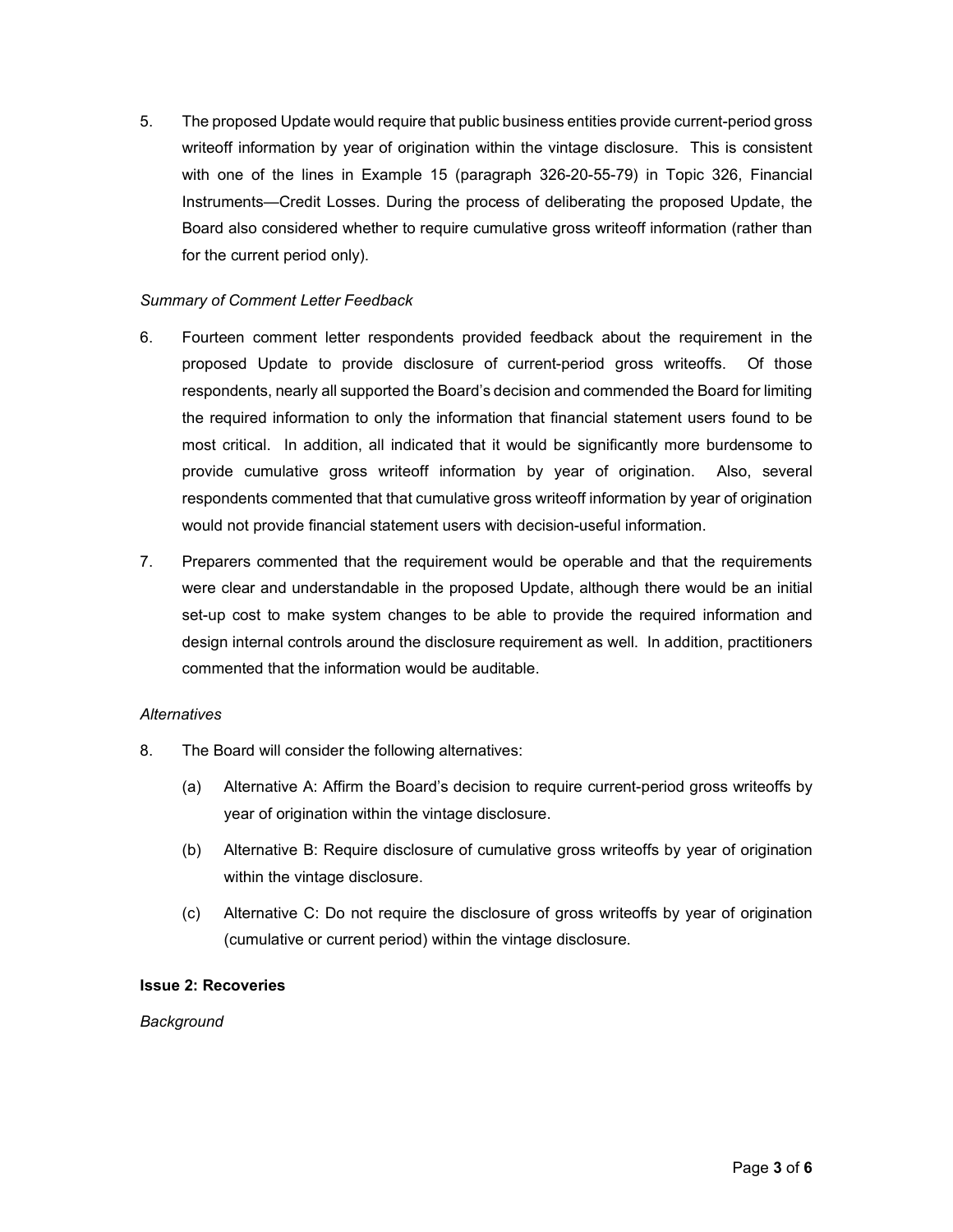5. The proposed Update would require that public business entities provide current-period gross writeoff information by year of origination within the vintage disclosure. This is consistent with one of the lines in Example 15 (paragraph 326-20-55-79) in Topic 326, Financial Instruments—Credit Losses. During the process of deliberating the proposed Update, the Board also considered whether to require cumulative gross writeoff information (rather than for the current period only).

*Summary of Comment Letter Feedback*

6. Fourteen comment letter respondents provided feedback about the requirement in the proposed Update to provide disclosure of current-period gross writeoffs. Of those respondents, nearly all supported the Board's decision and commended the Board for limiting the required information to only the information that financial statement users found to be most critical. In addition, all indicated that it would be significantly more burdensome to provide cumulative gross writeoff information by year of origination. Also, several respondents commented that that cumulative gross writeoff information by year of origination would not provide financial statement users with decision-useful information.

7. Preparers commented that the requirement would be operable and that the requirements were clear and understandable in the proposed Update, although there would be an initial set-up cost to make system changes to be able to provide the required information and design internal controls around the disclosure requirement as well. In addition, practitioners commented that the information would be auditable.

*Alternatives*

8. The Board will consider the following alternatives:

   (a) Alternative A: Affirm the Board's decision to require current-period gross writeoffs by year of origination within the vintage disclosure.

   (b) Alternative B: Require disclosure of cumulative gross writeoffs by year of origination within the vintage disclosure.

   (c) Alternative C: Do not require the disclosure of gross writeoffs by year of origination (cumulative or current period) within the vintage disclosure.

**Issue 2: Recoveries**

*Background*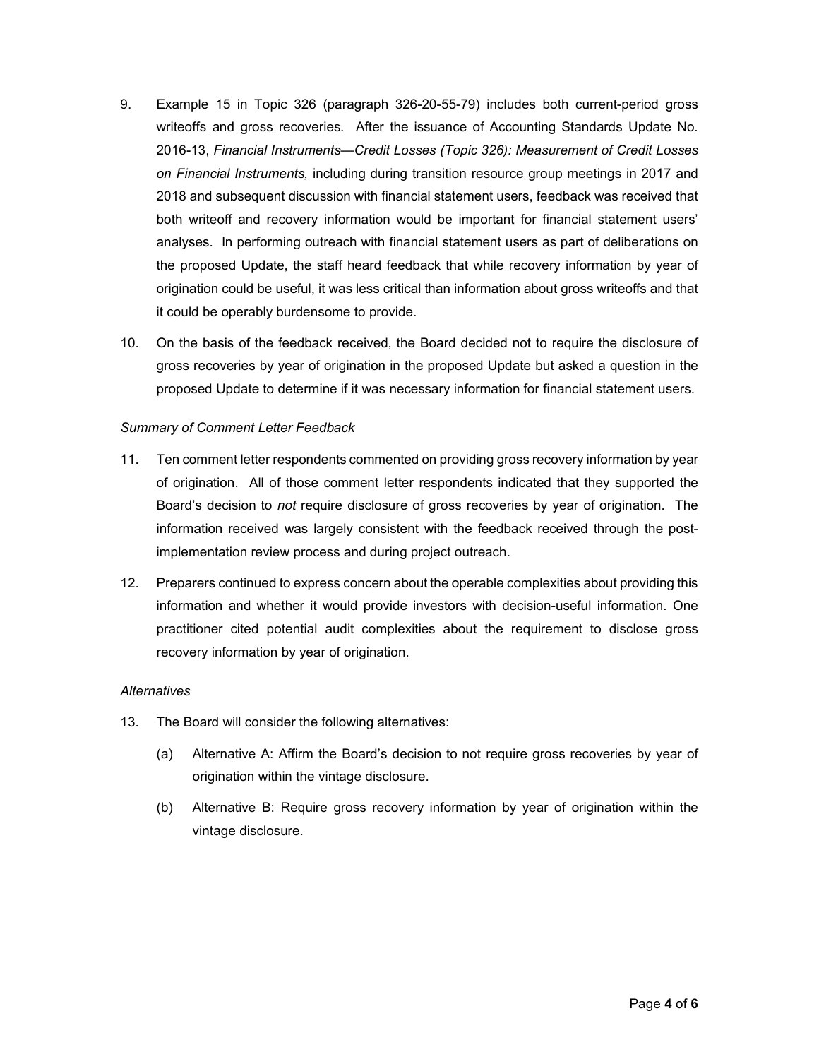9. Example 15 in Topic 326 (paragraph 326-20-55-79) includes both current-period gross writeoffs and gross recoveries. After the issuance of Accounting Standards Update No. 2016-13, *Financial Instruments—Credit Losses (Topic 326): Measurement of Credit Losses on Financial Instruments,* including during transition resource group meetings in 2017 and 2018 and subsequent discussion with financial statement users, feedback was received that both writeoff and recovery information would be important for financial statement users' analyses. In performing outreach with financial statement users as part of deliberations on the proposed Update, the staff heard feedback that while recovery information by year of origination could be useful, it was less critical than information about gross writeoffs and that it could be operably burdensome to provide.

10. On the basis of the feedback received, the Board decided not to require the disclosure of gross recoveries by year of origination in the proposed Update but asked a question in the proposed Update to determine if it was necessary information for financial statement users.

*Summary of Comment Letter Feedback*

11. Ten comment letter respondents commented on providing gross recovery information by year of origination. All of those comment letter respondents indicated that they supported the Board's decision to *not* require disclosure of gross recoveries by year of origination. The information received was largely consistent with the feedback received through the post-implementation review process and during project outreach.

12. Preparers continued to express concern about the operable complexities about providing this information and whether it would provide investors with decision-useful information. One practitioner cited potential audit complexities about the requirement to disclose gross recovery information by year of origination.

*Alternatives*

13. The Board will consider the following alternatives:

    (a) Alternative A: Affirm the Board's decision to not require gross recoveries by year of origination within the vintage disclosure.

    (b) Alternative B: Require gross recovery information by year of origination within the vintage disclosure.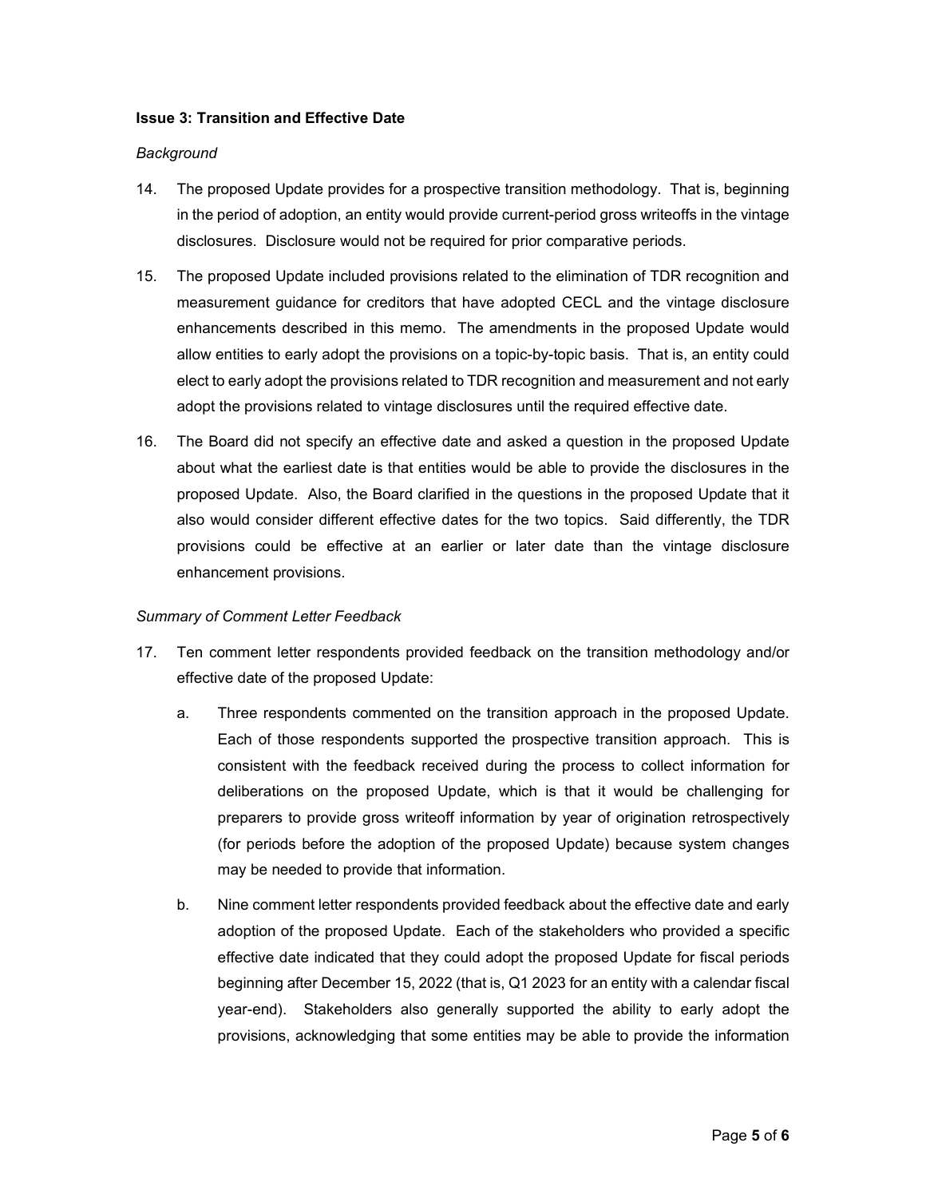**Issue 3: Transition and Effective Date**

*Background*

14. The proposed Update provides for a prospective transition methodology. That is, beginning in the period of adoption, an entity would provide current-period gross writeoffs in the vintage disclosures. Disclosure would not be required for prior comparative periods.

15. The proposed Update included provisions related to the elimination of TDR recognition and measurement guidance for creditors that have adopted CECL and the vintage disclosure enhancements described in this memo. The amendments in the proposed Update would allow entities to early adopt the provisions on a topic-by-topic basis. That is, an entity could elect to early adopt the provisions related to TDR recognition and measurement and not early adopt the provisions related to vintage disclosures until the required effective date.

16. The Board did not specify an effective date and asked a question in the proposed Update about what the earliest date is that entities would be able to provide the disclosures in the proposed Update. Also, the Board clarified in the questions in the proposed Update that it also would consider different effective dates for the two topics. Said differently, the TDR provisions could be effective at an earlier or later date than the vintage disclosure enhancement provisions.

*Summary of Comment Letter Feedback*

17. Ten comment letter respondents provided feedback on the transition methodology and/or effective date of the proposed Update:

    a. Three respondents commented on the transition approach in the proposed Update. Each of those respondents supported the prospective transition approach. This is consistent with the feedback received during the process to collect information for deliberations on the proposed Update, which is that it would be challenging for preparers to provide gross writeoff information by year of origination retrospectively (for periods before the adoption of the proposed Update) because system changes may be needed to provide that information.

    b. Nine comment letter respondents provided feedback about the effective date and early adoption of the proposed Update. Each of the stakeholders who provided a specific effective date indicated that they could adopt the proposed Update for fiscal periods beginning after December 15, 2022 (that is, Q1 2023 for an entity with a calendar fiscal year-end). Stakeholders also generally supported the ability to early adopt the provisions, acknowledging that some entities may be able to provide the information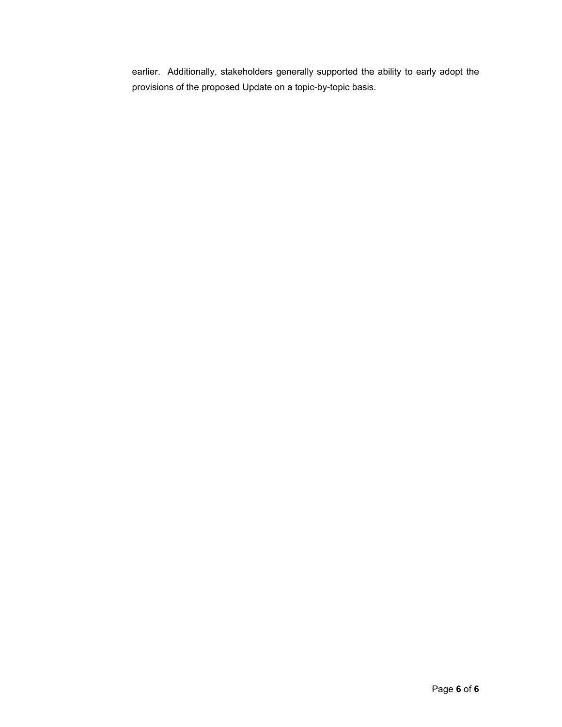earlier. Additionally, stakeholders generally supported the ability to early adopt the provisions of the proposed Update on a topic-by-topic basis.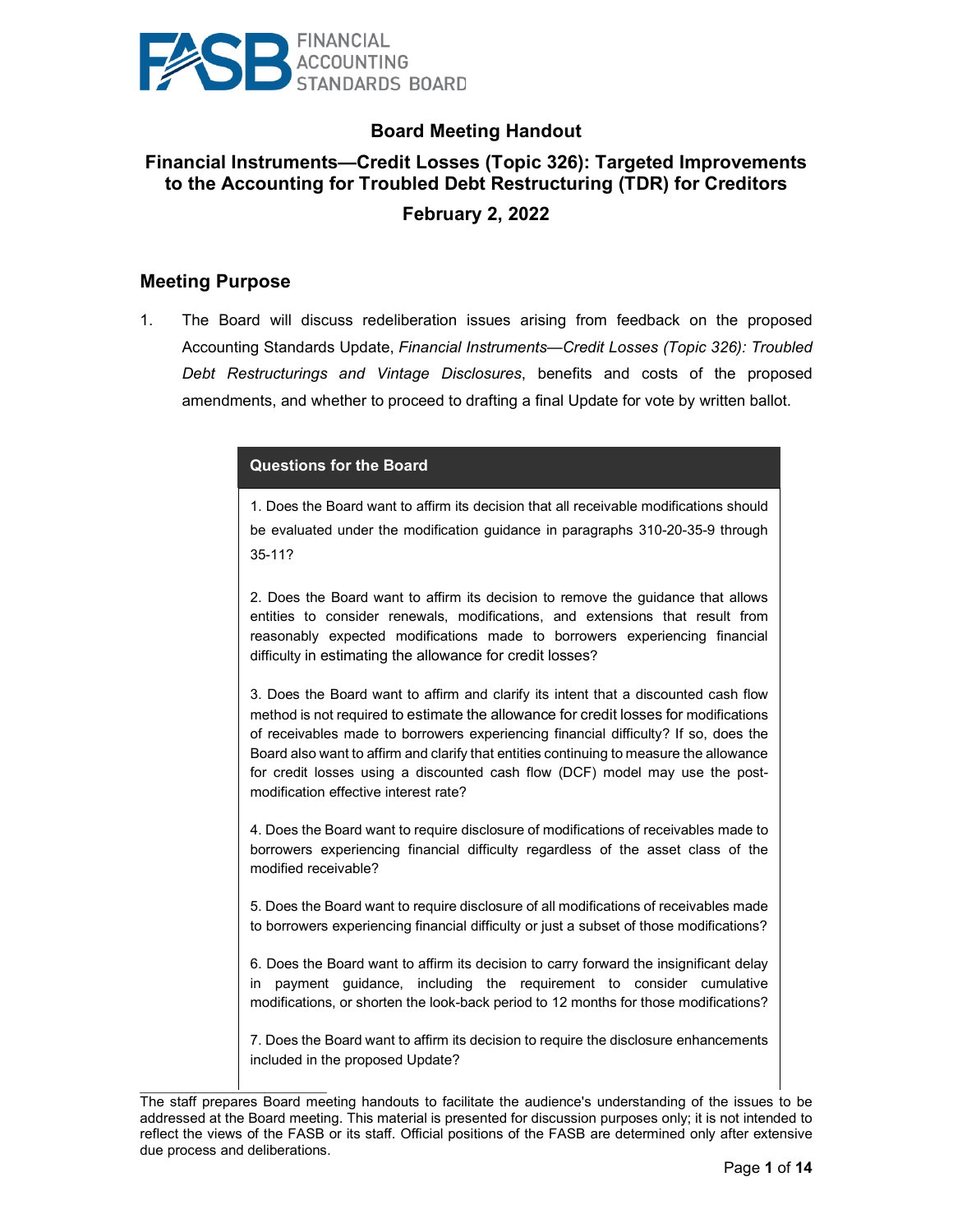# Board Meeting Handout

## Financial Instruments—Credit Losses (Topic 326): Targeted Improvements to the Accounting for Troubled Debt Restructuring (TDR) for Creditors

## February 2, 2022

## Meeting Purpose

1. The Board will discuss redeliberation issues arising from feedback on the proposed Accounting Standards Update, *Financial Instruments—Credit Losses (Topic 326): Troubled Debt Restructurings and Vintage Disclosures*, benefits and costs of the proposed amendments, and whether to proceed to drafting a final Update for vote by written ballot.

| Questions for the Board |
| --- |
| 1. Does the Board want to affirm its decision that all receivable modifications should be evaluated under the modification guidance in paragraphs 310-20-35-9 through 35-11? |
| 2. Does the Board want to affirm its decision to remove the guidance that allows entities to consider renewals, modifications, and extensions that result from reasonably expected modifications made to borrowers experiencing financial difficulty in estimating the allowance for credit losses? |
| 3. Does the Board want to affirm and clarify its intent that a discounted cash flow method is not required to estimate the allowance for credit losses for modifications of receivables made to borrowers experiencing financial difficulty? If so, does the Board also want to affirm and clarify that entities continuing to measure the allowance for credit losses using a discounted cash flow (DCF) model may use the post-modification effective interest rate? |
| 4. Does the Board want to require disclosure of modifications of receivables made to borrowers experiencing financial difficulty regardless of the asset class of the modified receivable? |
| 5. Does the Board want to require disclosure of all modifications of receivables made to borrowers experiencing financial difficulty or just a subset of those modifications? |
| 6. Does the Board want to affirm its decision to carry forward the insignificant delay in payment guidance, including the requirement to consider cumulative modifications, or shorten the look-back period to 12 months for those modifications? |
| 7. Does the Board want to affirm its decision to require the disclosure enhancements included in the proposed Update? |

The staff prepares Board meeting handouts to facilitate the audience's understanding of the issues to be addressed at the Board meeting. This material is presented for discussion purposes only; it is not intended to reflect the views of the FASB or its staff. Official positions of the FASB are determined only after extensive due process and deliberations.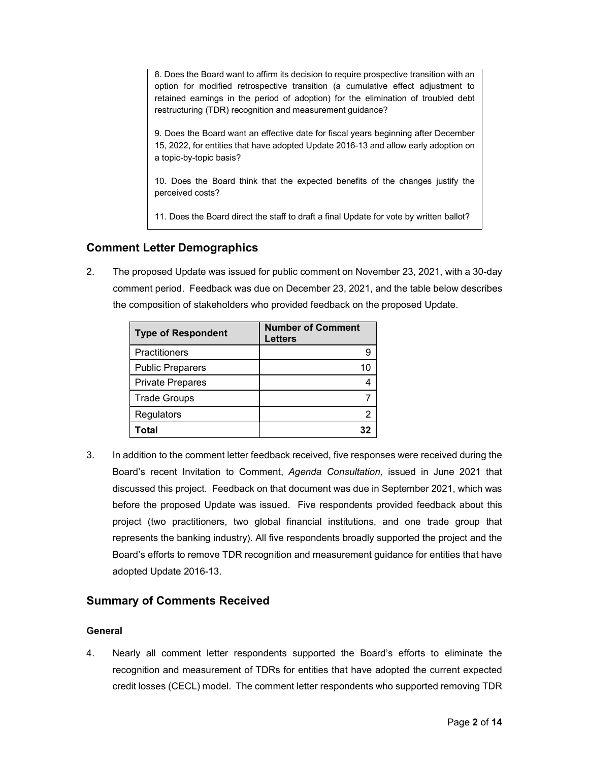8. Does the Board want to affirm its decision to require prospective transition with an option for modified retrospective transition (a cumulative effect adjustment to retained earnings in the period of adoption) for the elimination of troubled debt restructuring (TDR) recognition and measurement guidance?

9. Does the Board want an effective date for fiscal years beginning after December 15, 2022, for entities that have adopted Update 2016-13 and allow early adoption on a topic-by-topic basis?

10. Does the Board think that the expected benefits of the changes justify the perceived costs?

11. Does the Board direct the staff to draft a final Update for vote by written ballot?

## Comment Letter Demographics

2. The proposed Update was issued for public comment on November 23, 2021, with a 30-day comment period. Feedback was due on December 23, 2021, and the table below describes the composition of stakeholders who provided feedback on the proposed Update.

| Type of Respondent | Number of Comment Letters |
|---|---|
| Practitioners | 9 |
| Public Preparers | 10 |
| Private Prepares | 4 |
| Trade Groups | 7 |
| Regulators | 2 |
| **Total** | **32** |

3. In addition to the comment letter feedback received, five responses were received during the Board's recent Invitation to Comment, *Agenda Consultation,* issued in June 2021 that discussed this project. Feedback on that document was due in September 2021, which was before the proposed Update was issued. Five respondents provided feedback about this project (two practitioners, two global financial institutions, and one trade group that represents the banking industry). All five respondents broadly supported the project and the Board's efforts to remove TDR recognition and measurement guidance for entities that have adopted Update 2016-13.

## Summary of Comments Received

### General

4. Nearly all comment letter respondents supported the Board's efforts to eliminate the recognition and measurement of TDRs for entities that have adopted the current expected credit losses (CECL) model. The comment letter respondents who supported removing TDR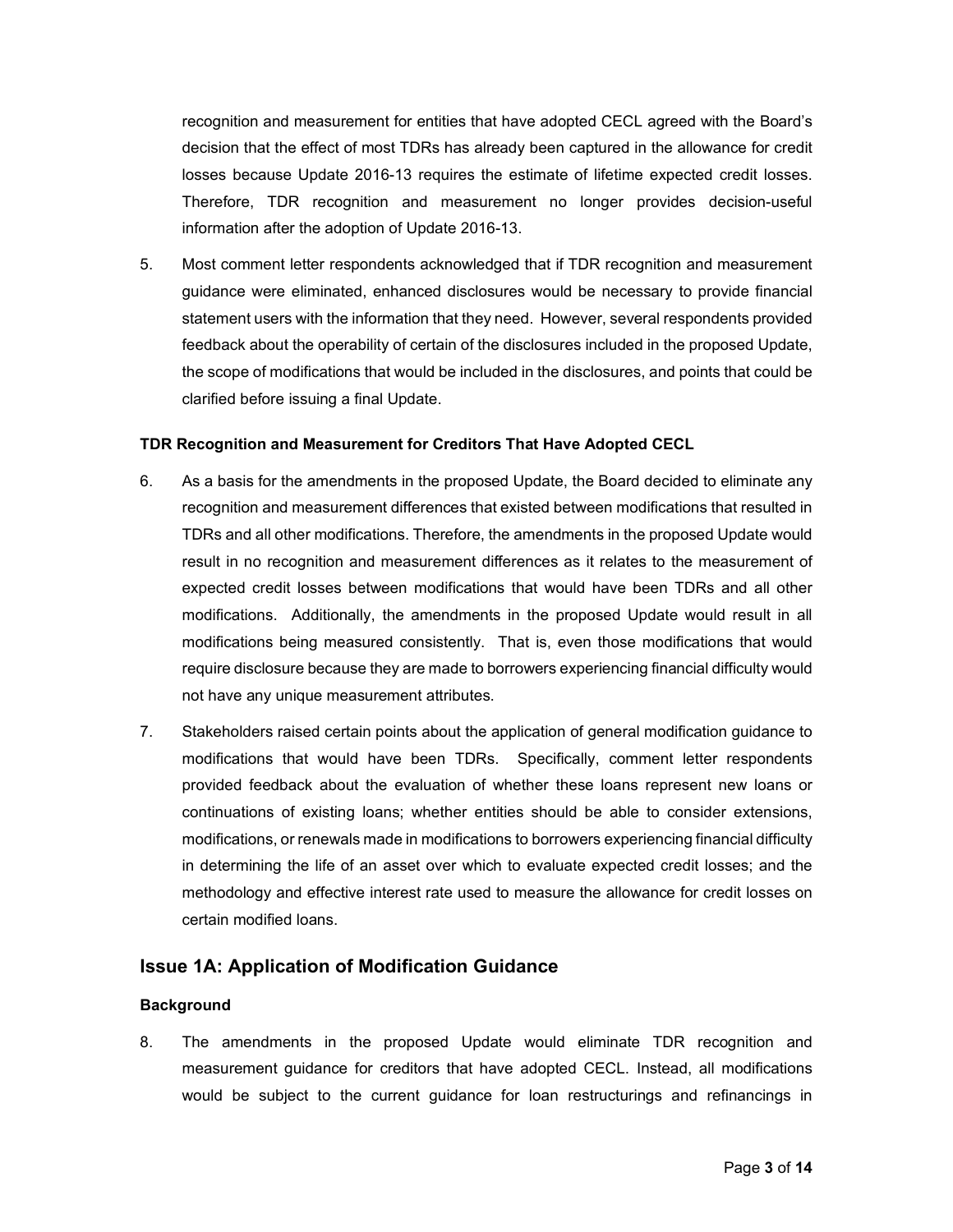recognition and measurement for entities that have adopted CECL agreed with the Board's decision that the effect of most TDRs has already been captured in the allowance for credit losses because Update 2016-13 requires the estimate of lifetime expected credit losses. Therefore, TDR recognition and measurement no longer provides decision-useful information after the adoption of Update 2016-13.

5. Most comment letter respondents acknowledged that if TDR recognition and measurement guidance were eliminated, enhanced disclosures would be necessary to provide financial statement users with the information that they need. However, several respondents provided feedback about the operability of certain of the disclosures included in the proposed Update, the scope of modifications that would be included in the disclosures, and points that could be clarified before issuing a final Update.

**TDR Recognition and Measurement for Creditors That Have Adopted CECL**

6. As a basis for the amendments in the proposed Update, the Board decided to eliminate any recognition and measurement differences that existed between modifications that resulted in TDRs and all other modifications. Therefore, the amendments in the proposed Update would result in no recognition and measurement differences as it relates to the measurement of expected credit losses between modifications that would have been TDRs and all other modifications. Additionally, the amendments in the proposed Update would result in all modifications being measured consistently. That is, even those modifications that would require disclosure because they are made to borrowers experiencing financial difficulty would not have any unique measurement attributes.

7. Stakeholders raised certain points about the application of general modification guidance to modifications that would have been TDRs. Specifically, comment letter respondents provided feedback about the evaluation of whether these loans represent new loans or continuations of existing loans; whether entities should be able to consider extensions, modifications, or renewals made in modifications to borrowers experiencing financial difficulty in determining the life of an asset over which to evaluate expected credit losses; and the methodology and effective interest rate used to measure the allowance for credit losses on certain modified loans.

## Issue 1A: Application of Modification Guidance

**Background**

8. The amendments in the proposed Update would eliminate TDR recognition and measurement guidance for creditors that have adopted CECL. Instead, all modifications would be subject to the current guidance for loan restructurings and refinancings in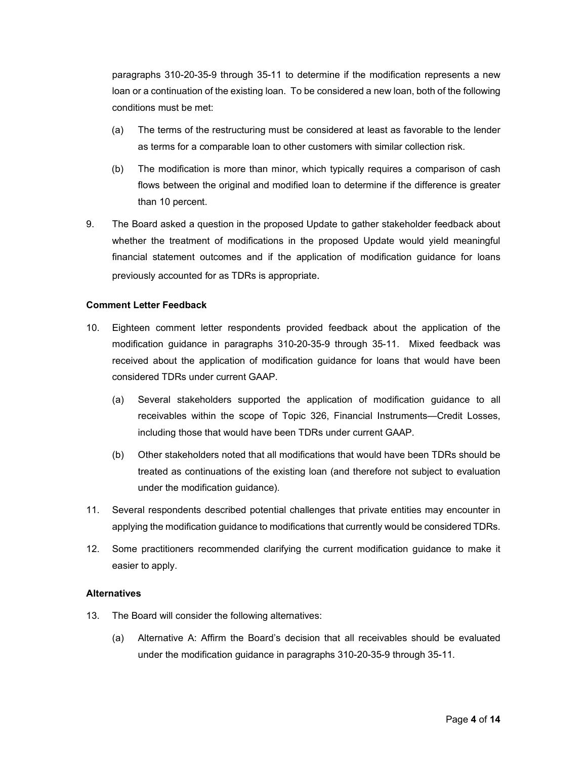paragraphs 310-20-35-9 through 35-11 to determine if the modification represents a new loan or a continuation of the existing loan. To be considered a new loan, both of the following conditions must be met:

(a) The terms of the restructuring must be considered at least as favorable to the lender as terms for a comparable loan to other customers with similar collection risk.

(b) The modification is more than minor, which typically requires a comparison of cash flows between the original and modified loan to determine if the difference is greater than 10 percent.

9. The Board asked a question in the proposed Update to gather stakeholder feedback about whether the treatment of modifications in the proposed Update would yield meaningful financial statement outcomes and if the application of modification guidance for loans previously accounted for as TDRs is appropriate.

### Comment Letter Feedback

10. Eighteen comment letter respondents provided feedback about the application of the modification guidance in paragraphs 310-20-35-9 through 35-11. Mixed feedback was received about the application of modification guidance for loans that would have been considered TDRs under current GAAP.

    (a) Several stakeholders supported the application of modification guidance to all receivables within the scope of Topic 326, Financial Instruments—Credit Losses, including those that would have been TDRs under current GAAP.

    (b) Other stakeholders noted that all modifications that would have been TDRs should be treated as continuations of the existing loan (and therefore not subject to evaluation under the modification guidance).

11. Several respondents described potential challenges that private entities may encounter in applying the modification guidance to modifications that currently would be considered TDRs.

12. Some practitioners recommended clarifying the current modification guidance to make it easier to apply.

### Alternatives

13. The Board will consider the following alternatives:

    (a) Alternative A: Affirm the Board's decision that all receivables should be evaluated under the modification guidance in paragraphs 310-20-35-9 through 35-11.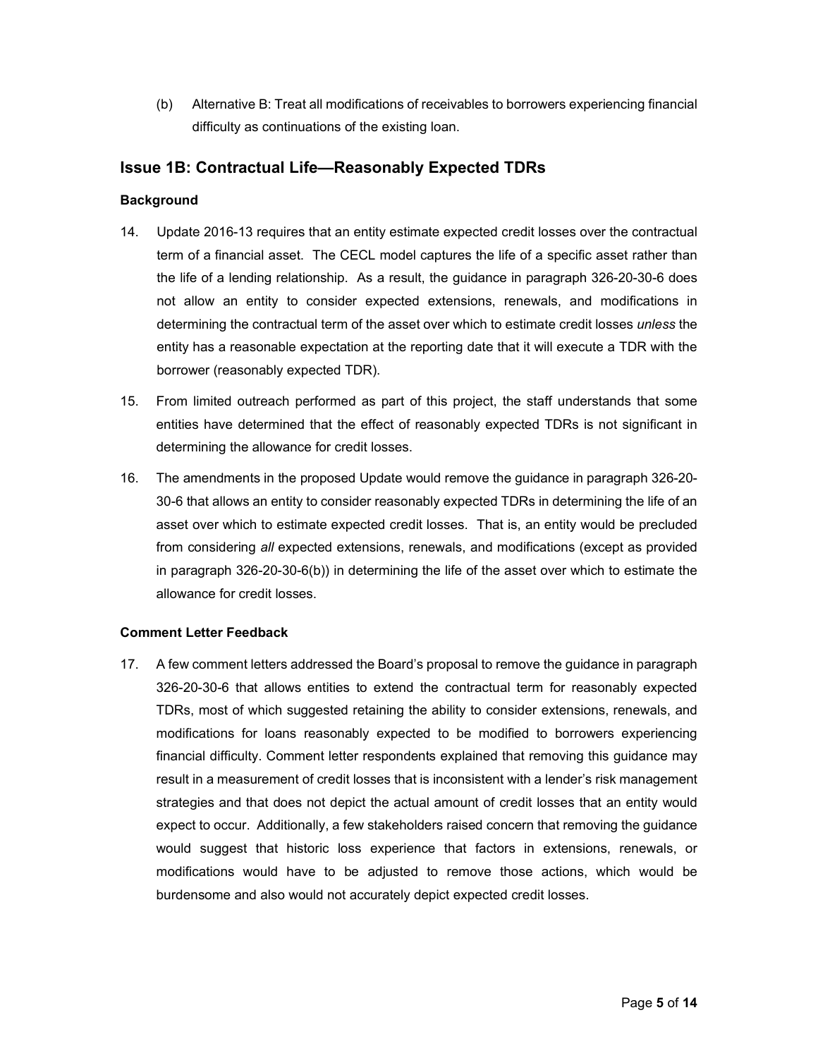(b) Alternative B: Treat all modifications of receivables to borrowers experiencing financial difficulty as continuations of the existing loan.

## Issue 1B: Contractual Life—Reasonably Expected TDRs

### Background

14. Update 2016-13 requires that an entity estimate expected credit losses over the contractual term of a financial asset. The CECL model captures the life of a specific asset rather than the life of a lending relationship. As a result, the guidance in paragraph 326-20-30-6 does not allow an entity to consider expected extensions, renewals, and modifications in determining the contractual term of the asset over which to estimate credit losses *unless* the entity has a reasonable expectation at the reporting date that it will execute a TDR with the borrower (reasonably expected TDR).

15. From limited outreach performed as part of this project, the staff understands that some entities have determined that the effect of reasonably expected TDRs is not significant in determining the allowance for credit losses.

16. The amendments in the proposed Update would remove the guidance in paragraph 326-20-30-6 that allows an entity to consider reasonably expected TDRs in determining the life of an asset over which to estimate expected credit losses. That is, an entity would be precluded from considering *all* expected extensions, renewals, and modifications (except as provided in paragraph 326-20-30-6(b)) in determining the life of the asset over which to estimate the allowance for credit losses.

### Comment Letter Feedback

17. A few comment letters addressed the Board's proposal to remove the guidance in paragraph 326-20-30-6 that allows entities to extend the contractual term for reasonably expected TDRs, most of which suggested retaining the ability to consider extensions, renewals, and modifications for loans reasonably expected to be modified to borrowers experiencing financial difficulty. Comment letter respondents explained that removing this guidance may result in a measurement of credit losses that is inconsistent with a lender's risk management strategies and that does not depict the actual amount of credit losses that an entity would expect to occur. Additionally, a few stakeholders raised concern that removing the guidance would suggest that historic loss experience that factors in extensions, renewals, or modifications would have to be adjusted to remove those actions, which would be burdensome and also would not accurately depict expected credit losses.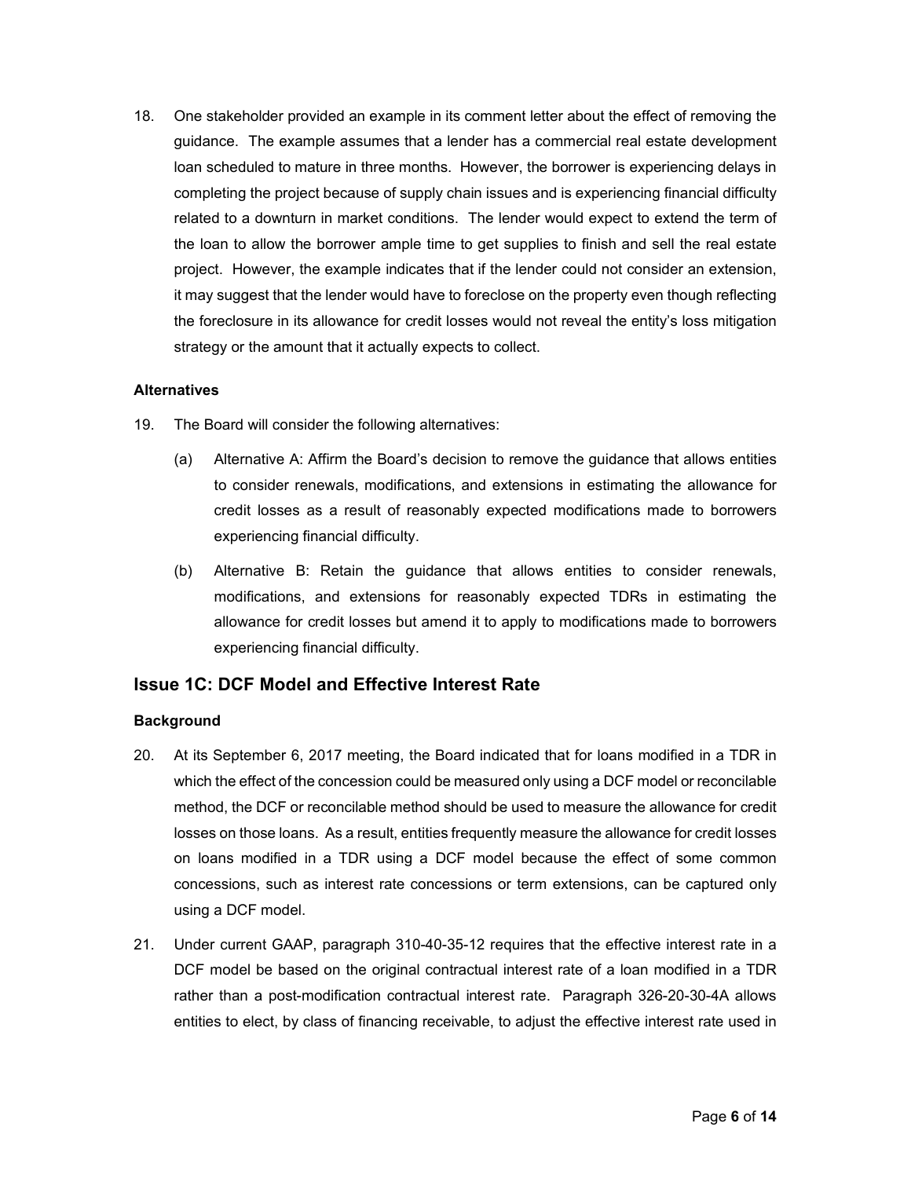18. One stakeholder provided an example in its comment letter about the effect of removing the guidance. The example assumes that a lender has a commercial real estate development loan scheduled to mature in three months. However, the borrower is experiencing delays in completing the project because of supply chain issues and is experiencing financial difficulty related to a downturn in market conditions. The lender would expect to extend the term of the loan to allow the borrower ample time to get supplies to finish and sell the real estate project. However, the example indicates that if the lender could not consider an extension, it may suggest that the lender would have to foreclose on the property even though reflecting the foreclosure in its allowance for credit losses would not reveal the entity's loss mitigation strategy or the amount that it actually expects to collect.

**Alternatives**

19. The Board will consider the following alternatives:

    (a) Alternative A: Affirm the Board's decision to remove the guidance that allows entities to consider renewals, modifications, and extensions in estimating the allowance for credit losses as a result of reasonably expected modifications made to borrowers experiencing financial difficulty.

    (b) Alternative B: Retain the guidance that allows entities to consider renewals, modifications, and extensions for reasonably expected TDRs in estimating the allowance for credit losses but amend it to apply to modifications made to borrowers experiencing financial difficulty.

## Issue 1C: DCF Model and Effective Interest Rate

**Background**

20. At its September 6, 2017 meeting, the Board indicated that for loans modified in a TDR in which the effect of the concession could be measured only using a DCF model or reconcilable method, the DCF or reconcilable method should be used to measure the allowance for credit losses on those loans. As a result, entities frequently measure the allowance for credit losses on loans modified in a TDR using a DCF model because the effect of some common concessions, such as interest rate concessions or term extensions, can be captured only using a DCF model.

21. Under current GAAP, paragraph 310-40-35-12 requires that the effective interest rate in a DCF model be based on the original contractual interest rate of a loan modified in a TDR rather than a post-modification contractual interest rate. Paragraph 326-20-30-4A allows entities to elect, by class of financing receivable, to adjust the effective interest rate used in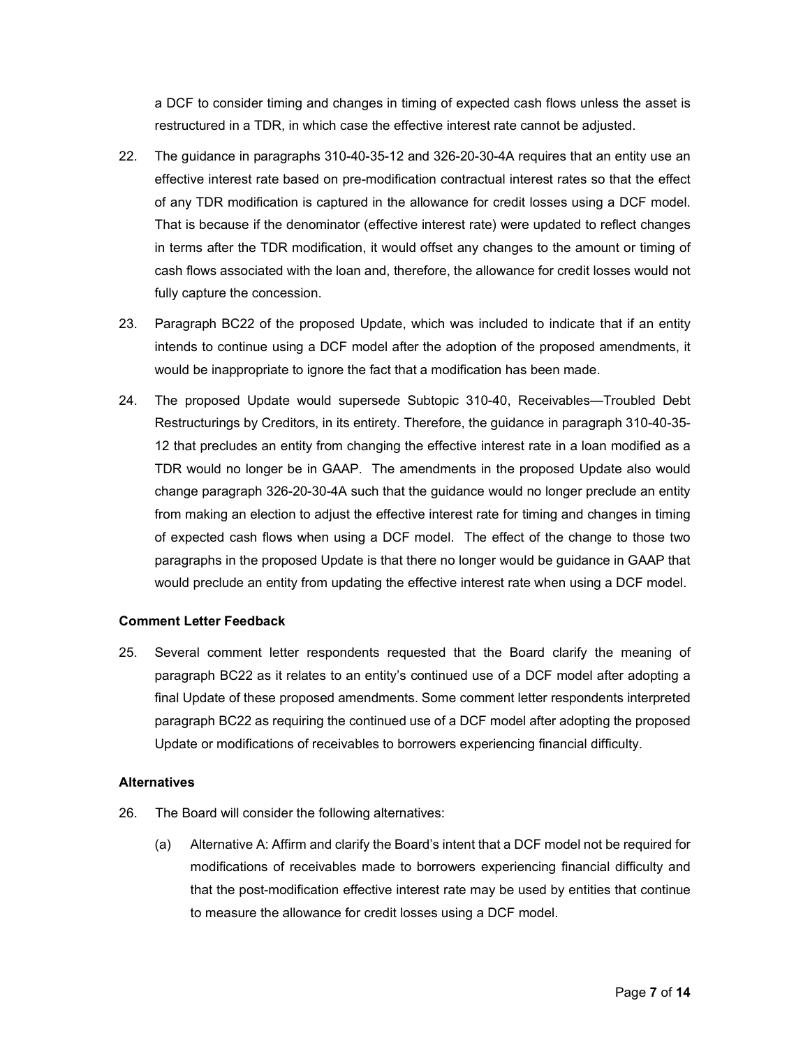a DCF to consider timing and changes in timing of expected cash flows unless the asset is restructured in a TDR, in which case the effective interest rate cannot be adjusted.

22. The guidance in paragraphs 310-40-35-12 and 326-20-30-4A requires that an entity use an effective interest rate based on pre-modification contractual interest rates so that the effect of any TDR modification is captured in the allowance for credit losses using a DCF model. That is because if the denominator (effective interest rate) were updated to reflect changes in terms after the TDR modification, it would offset any changes to the amount or timing of cash flows associated with the loan and, therefore, the allowance for credit losses would not fully capture the concession.

23. Paragraph BC22 of the proposed Update, which was included to indicate that if an entity intends to continue using a DCF model after the adoption of the proposed amendments, it would be inappropriate to ignore the fact that a modification has been made.

24. The proposed Update would supersede Subtopic 310-40, Receivables—Troubled Debt Restructurings by Creditors, in its entirety. Therefore, the guidance in paragraph 310-40-35-12 that precludes an entity from changing the effective interest rate in a loan modified as a TDR would no longer be in GAAP. The amendments in the proposed Update also would change paragraph 326-20-30-4A such that the guidance would no longer preclude an entity from making an election to adjust the effective interest rate for timing and changes in timing of expected cash flows when using a DCF model. The effect of the change to those two paragraphs in the proposed Update is that there no longer would be guidance in GAAP that would preclude an entity from updating the effective interest rate when using a DCF model.

### Comment Letter Feedback

25. Several comment letter respondents requested that the Board clarify the meaning of paragraph BC22 as it relates to an entity's continued use of a DCF model after adopting a final Update of these proposed amendments. Some comment letter respondents interpreted paragraph BC22 as requiring the continued use of a DCF model after adopting the proposed Update or modifications of receivables to borrowers experiencing financial difficulty.

### Alternatives

26. The Board will consider the following alternatives:

    (a) Alternative A: Affirm and clarify the Board's intent that a DCF model not be required for modifications of receivables made to borrowers experiencing financial difficulty and that the post-modification effective interest rate may be used by entities that continue to measure the allowance for credit losses using a DCF model.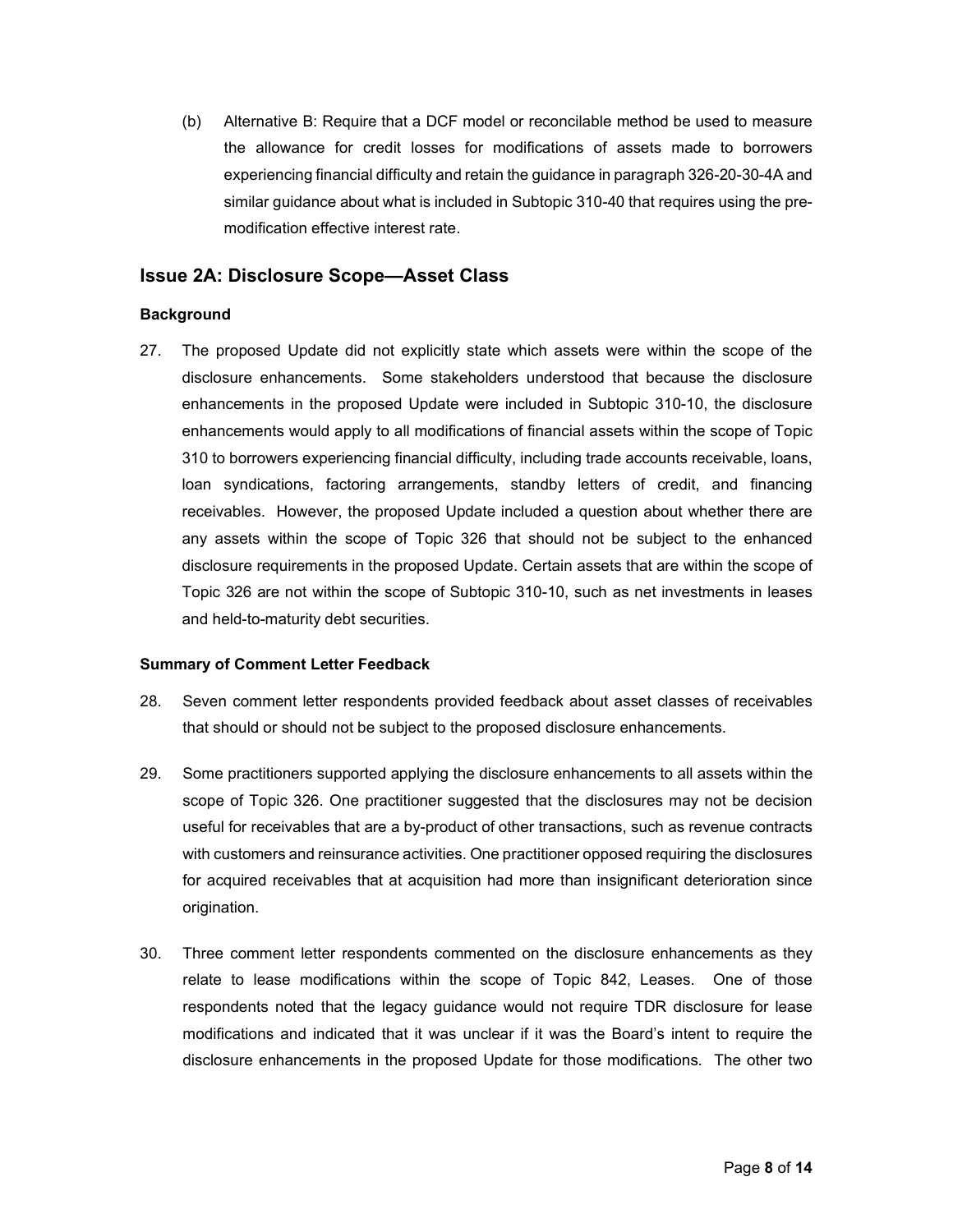(b) Alternative B: Require that a DCF model or reconcilable method be used to measure the allowance for credit losses for modifications of assets made to borrowers experiencing financial difficulty and retain the guidance in paragraph 326-20-30-4A and similar guidance about what is included in Subtopic 310-40 that requires using the pre-modification effective interest rate.

## Issue 2A: Disclosure Scope—Asset Class

### Background

27. The proposed Update did not explicitly state which assets were within the scope of the disclosure enhancements. Some stakeholders understood that because the disclosure enhancements in the proposed Update were included in Subtopic 310-10, the disclosure enhancements would apply to all modifications of financial assets within the scope of Topic 310 to borrowers experiencing financial difficulty, including trade accounts receivable, loans, loan syndications, factoring arrangements, standby letters of credit, and financing receivables. However, the proposed Update included a question about whether there are any assets within the scope of Topic 326 that should not be subject to the enhanced disclosure requirements in the proposed Update. Certain assets that are within the scope of Topic 326 are not within the scope of Subtopic 310-10, such as net investments in leases and held-to-maturity debt securities.

### Summary of Comment Letter Feedback

28. Seven comment letter respondents provided feedback about asset classes of receivables that should or should not be subject to the proposed disclosure enhancements.

29. Some practitioners supported applying the disclosure enhancements to all assets within the scope of Topic 326. One practitioner suggested that the disclosures may not be decision useful for receivables that are a by-product of other transactions, such as revenue contracts with customers and reinsurance activities. One practitioner opposed requiring the disclosures for acquired receivables that at acquisition had more than insignificant deterioration since origination.

30. Three comment letter respondents commented on the disclosure enhancements as they relate to lease modifications within the scope of Topic 842, Leases. One of those respondents noted that the legacy guidance would not require TDR disclosure for lease modifications and indicated that it was unclear if it was the Board's intent to require the disclosure enhancements in the proposed Update for those modifications. The other two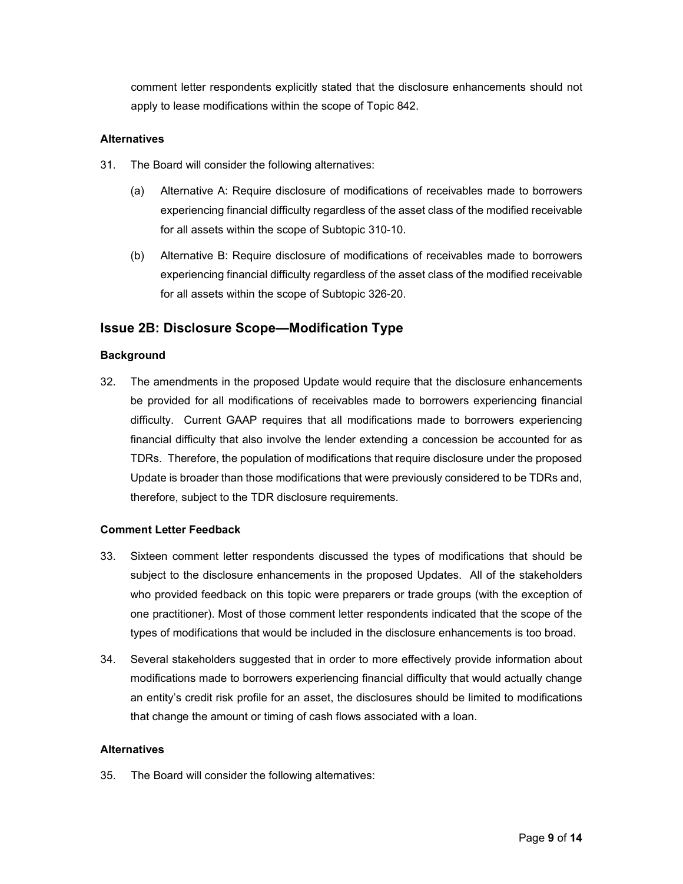comment letter respondents explicitly stated that the disclosure enhancements should not apply to lease modifications within the scope of Topic 842.

#### Alternatives

31. The Board will consider the following alternatives:

    (a) Alternative A: Require disclosure of modifications of receivables made to borrowers experiencing financial difficulty regardless of the asset class of the modified receivable for all assets within the scope of Subtopic 310-10.

    (b) Alternative B: Require disclosure of modifications of receivables made to borrowers experiencing financial difficulty regardless of the asset class of the modified receivable for all assets within the scope of Subtopic 326-20.

### Issue 2B: Disclosure Scope—Modification Type

#### Background

32. The amendments in the proposed Update would require that the disclosure enhancements be provided for all modifications of receivables made to borrowers experiencing financial difficulty. Current GAAP requires that all modifications made to borrowers experiencing financial difficulty that also involve the lender extending a concession be accounted for as TDRs. Therefore, the population of modifications that require disclosure under the proposed Update is broader than those modifications that were previously considered to be TDRs and, therefore, subject to the TDR disclosure requirements.

#### Comment Letter Feedback

33. Sixteen comment letter respondents discussed the types of modifications that should be subject to the disclosure enhancements in the proposed Updates. All of the stakeholders who provided feedback on this topic were preparers or trade groups (with the exception of one practitioner). Most of those comment letter respondents indicated that the scope of the types of modifications that would be included in the disclosure enhancements is too broad.

34. Several stakeholders suggested that in order to more effectively provide information about modifications made to borrowers experiencing financial difficulty that would actually change an entity's credit risk profile for an asset, the disclosures should be limited to modifications that change the amount or timing of cash flows associated with a loan.

#### Alternatives

35. The Board will consider the following alternatives: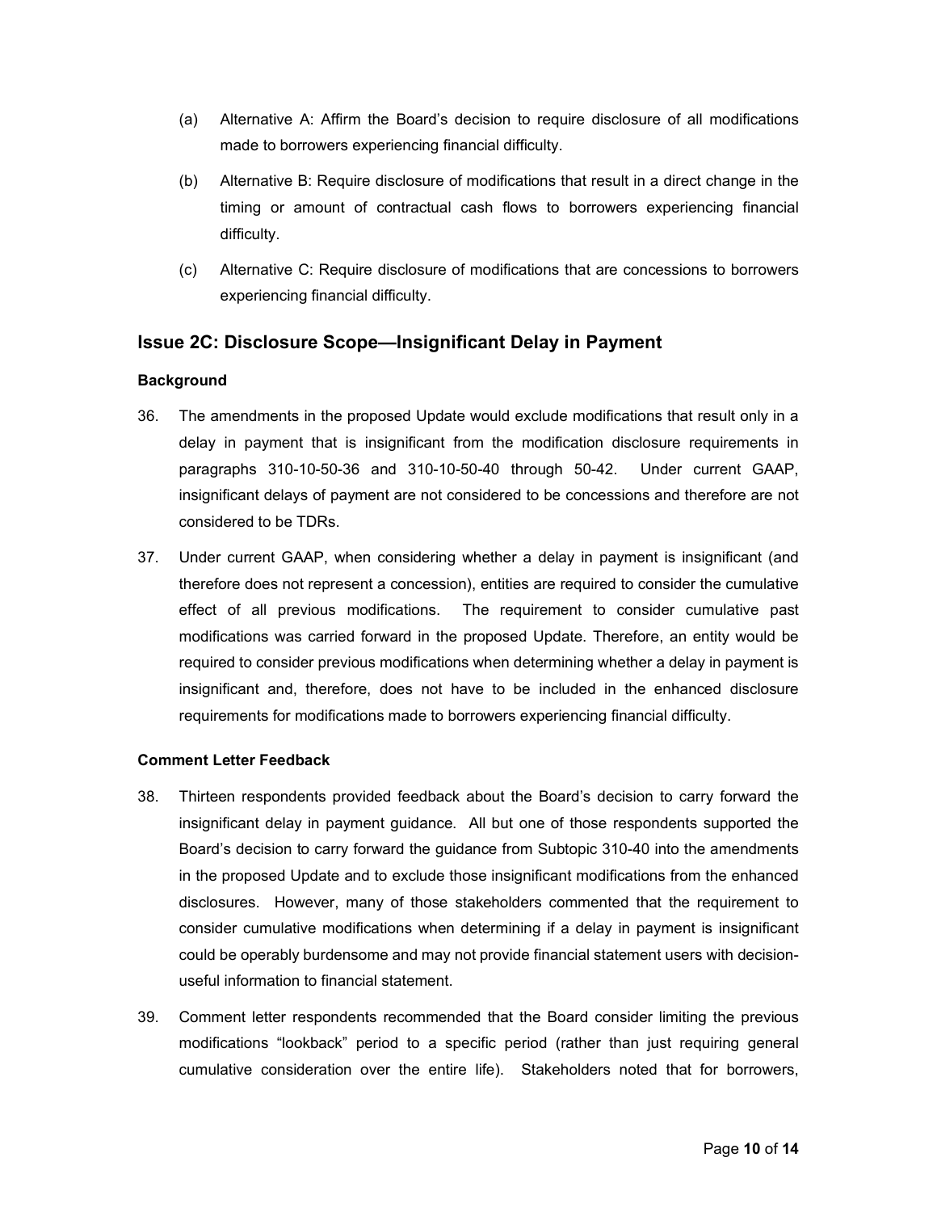(a) Alternative A: Affirm the Board's decision to require disclosure of all modifications made to borrowers experiencing financial difficulty.

(b) Alternative B: Require disclosure of modifications that result in a direct change in the timing or amount of contractual cash flows to borrowers experiencing financial difficulty.

(c) Alternative C: Require disclosure of modifications that are concessions to borrowers experiencing financial difficulty.

## Issue 2C: Disclosure Scope—Insignificant Delay in Payment

### Background

36. The amendments in the proposed Update would exclude modifications that result only in a delay in payment that is insignificant from the modification disclosure requirements in paragraphs 310-10-50-36 and 310-10-50-40 through 50-42. Under current GAAP, insignificant delays of payment are not considered to be concessions and therefore are not considered to be TDRs.

37. Under current GAAP, when considering whether a delay in payment is insignificant (and therefore does not represent a concession), entities are required to consider the cumulative effect of all previous modifications. The requirement to consider cumulative past modifications was carried forward in the proposed Update. Therefore, an entity would be required to consider previous modifications when determining whether a delay in payment is insignificant and, therefore, does not have to be included in the enhanced disclosure requirements for modifications made to borrowers experiencing financial difficulty.

### Comment Letter Feedback

38. Thirteen respondents provided feedback about the Board's decision to carry forward the insignificant delay in payment guidance. All but one of those respondents supported the Board's decision to carry forward the guidance from Subtopic 310-40 into the amendments in the proposed Update and to exclude those insignificant modifications from the enhanced disclosures. However, many of those stakeholders commented that the requirement to consider cumulative modifications when determining if a delay in payment is insignificant could be operably burdensome and may not provide financial statement users with decision-useful information to financial statement.

39. Comment letter respondents recommended that the Board consider limiting the previous modifications "lookback" period to a specific period (rather than just requiring general cumulative consideration over the entire life). Stakeholders noted that for borrowers,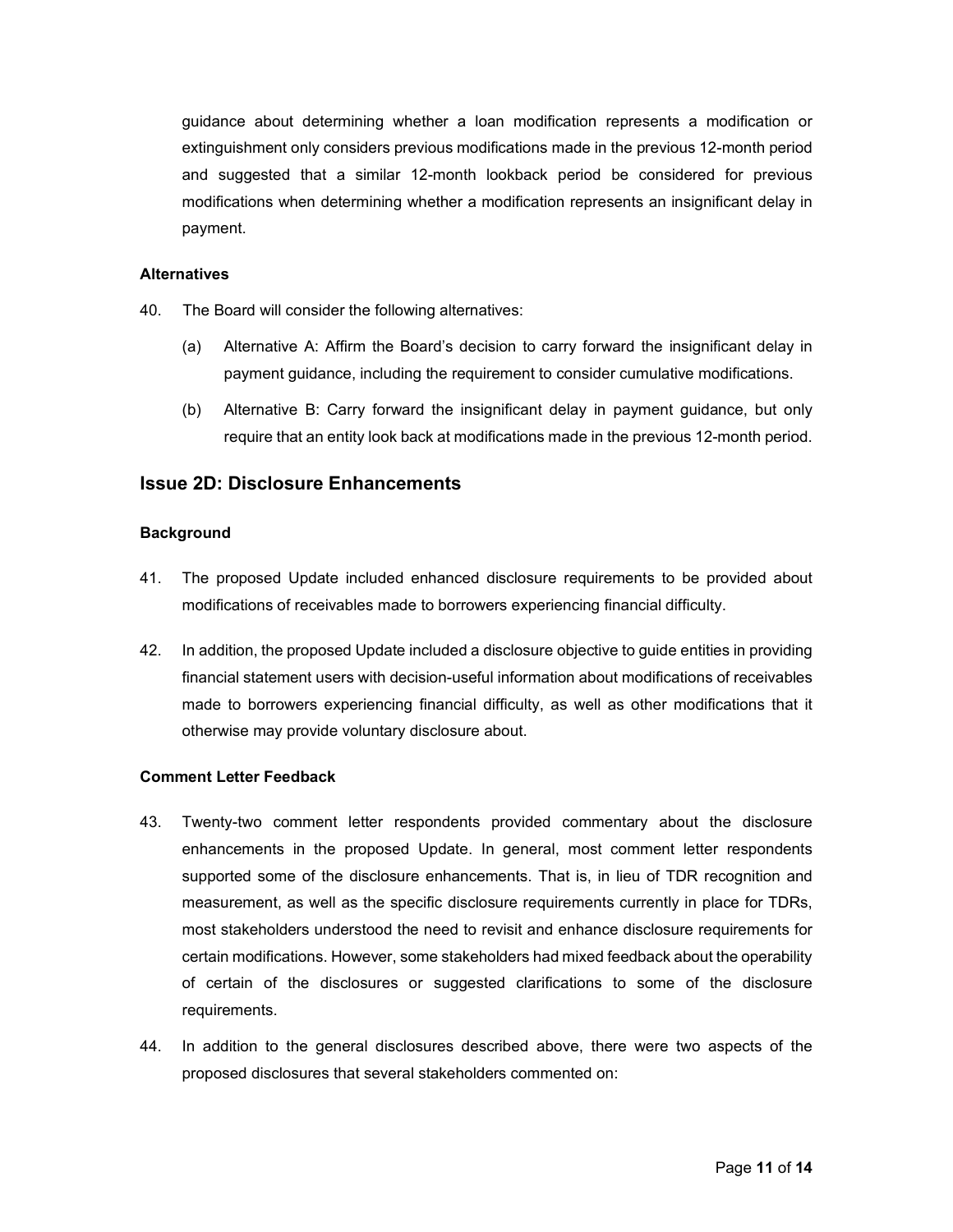guidance about determining whether a loan modification represents a modification or extinguishment only considers previous modifications made in the previous 12-month period and suggested that a similar 12-month lookback period be considered for previous modifications when determining whether a modification represents an insignificant delay in payment.

#### Alternatives

40. The Board will consider the following alternatives:

    (a) Alternative A: Affirm the Board's decision to carry forward the insignificant delay in payment guidance, including the requirement to consider cumulative modifications.

    (b) Alternative B: Carry forward the insignificant delay in payment guidance, but only require that an entity look back at modifications made in the previous 12-month period.

## Issue 2D: Disclosure Enhancements

#### Background

41. The proposed Update included enhanced disclosure requirements to be provided about modifications of receivables made to borrowers experiencing financial difficulty.

42. In addition, the proposed Update included a disclosure objective to guide entities in providing financial statement users with decision-useful information about modifications of receivables made to borrowers experiencing financial difficulty, as well as other modifications that it otherwise may provide voluntary disclosure about.

#### Comment Letter Feedback

43. Twenty-two comment letter respondents provided commentary about the disclosure enhancements in the proposed Update. In general, most comment letter respondents supported some of the disclosure enhancements. That is, in lieu of TDR recognition and measurement, as well as the specific disclosure requirements currently in place for TDRs, most stakeholders understood the need to revisit and enhance disclosure requirements for certain modifications. However, some stakeholders had mixed feedback about the operability of certain of the disclosures or suggested clarifications to some of the disclosure requirements.

44. In addition to the general disclosures described above, there were two aspects of the proposed disclosures that several stakeholders commented on: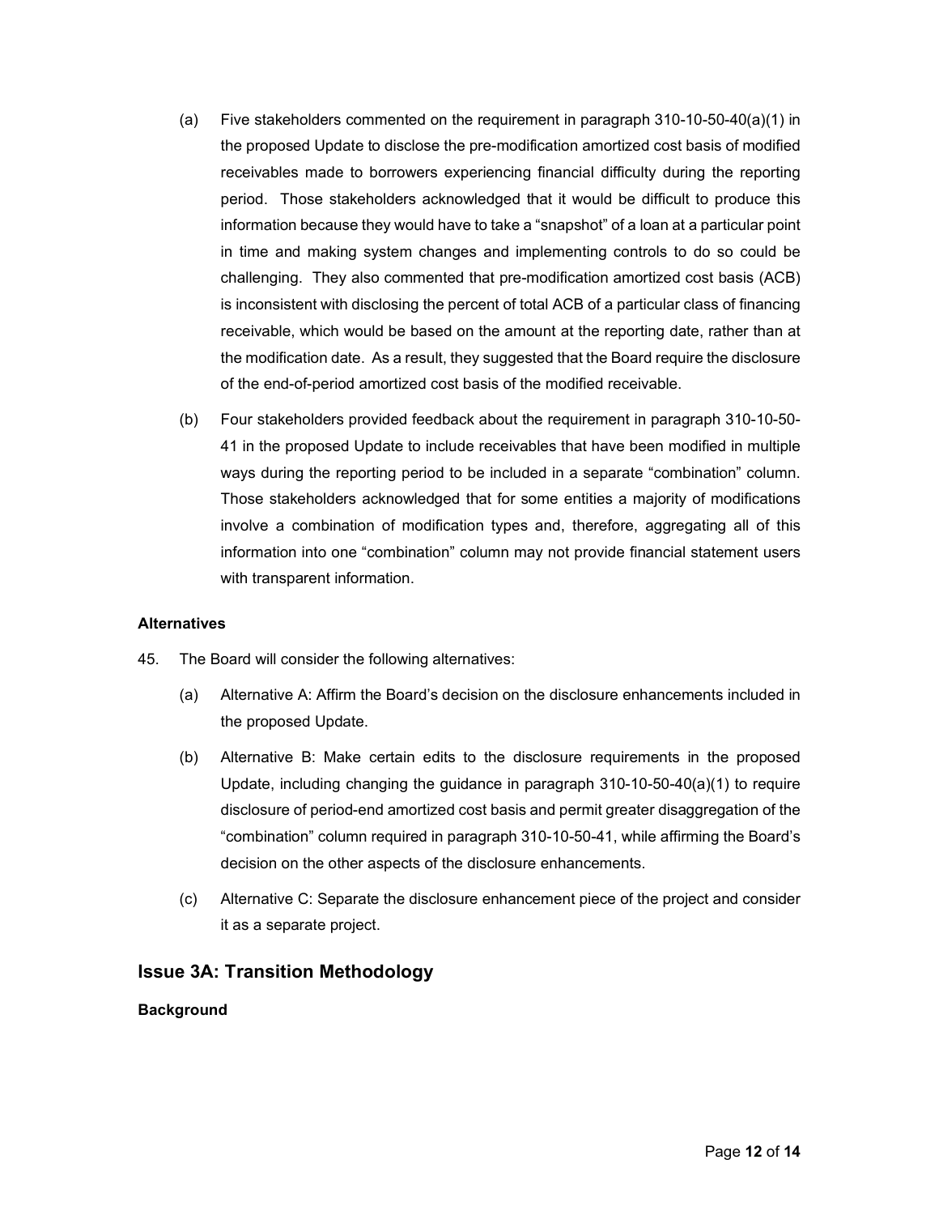(a) Five stakeholders commented on the requirement in paragraph 310-10-50-40(a)(1) in the proposed Update to disclose the pre-modification amortized cost basis of modified receivables made to borrowers experiencing financial difficulty during the reporting period. Those stakeholders acknowledged that it would be difficult to produce this information because they would have to take a "snapshot" of a loan at a particular point in time and making system changes and implementing controls to do so could be challenging. They also commented that pre-modification amortized cost basis (ACB) is inconsistent with disclosing the percent of total ACB of a particular class of financing receivable, which would be based on the amount at the reporting date, rather than at the modification date. As a result, they suggested that the Board require the disclosure of the end-of-period amortized cost basis of the modified receivable.

(b) Four stakeholders provided feedback about the requirement in paragraph 310-10-50-41 in the proposed Update to include receivables that have been modified in multiple ways during the reporting period to be included in a separate "combination" column. Those stakeholders acknowledged that for some entities a majority of modifications involve a combination of modification types and, therefore, aggregating all of this information into one "combination" column may not provide financial statement users with transparent information.

**Alternatives**

45. The Board will consider the following alternatives:

(a) Alternative A: Affirm the Board's decision on the disclosure enhancements included in the proposed Update.

(b) Alternative B: Make certain edits to the disclosure requirements in the proposed Update, including changing the guidance in paragraph 310-10-50-40(a)(1) to require disclosure of period-end amortized cost basis and permit greater disaggregation of the "combination" column required in paragraph 310-10-50-41, while affirming the Board's decision on the other aspects of the disclosure enhancements.

(c) Alternative C: Separate the disclosure enhancement piece of the project and consider it as a separate project.

## Issue 3A: Transition Methodology

**Background**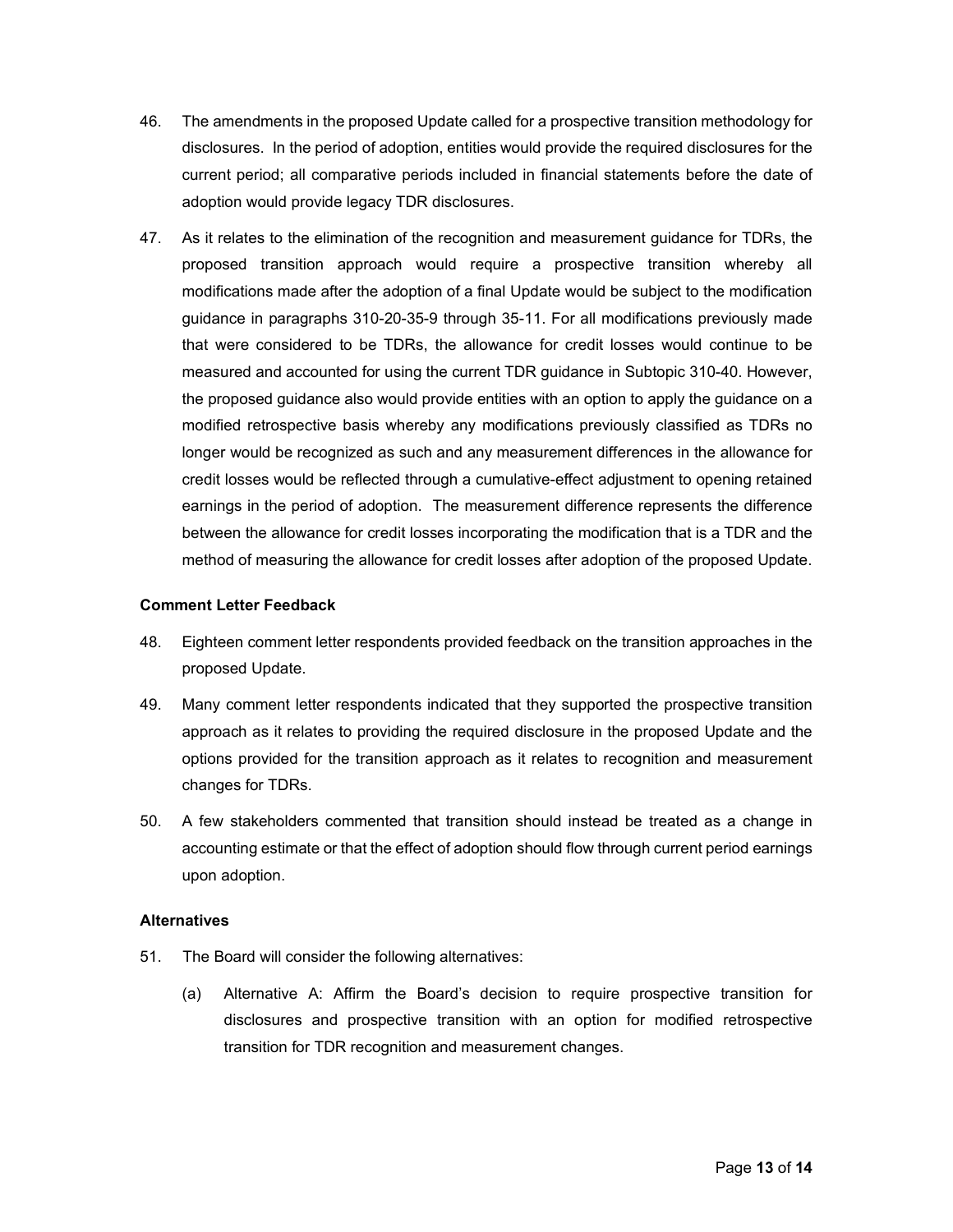46. The amendments in the proposed Update called for a prospective transition methodology for disclosures. In the period of adoption, entities would provide the required disclosures for the current period; all comparative periods included in financial statements before the date of adoption would provide legacy TDR disclosures.

47. As it relates to the elimination of the recognition and measurement guidance for TDRs, the proposed transition approach would require a prospective transition whereby all modifications made after the adoption of a final Update would be subject to the modification guidance in paragraphs 310-20-35-9 through 35-11. For all modifications previously made that were considered to be TDRs, the allowance for credit losses would continue to be measured and accounted for using the current TDR guidance in Subtopic 310-40. However, the proposed guidance also would provide entities with an option to apply the guidance on a modified retrospective basis whereby any modifications previously classified as TDRs no longer would be recognized as such and any measurement differences in the allowance for credit losses would be reflected through a cumulative-effect adjustment to opening retained earnings in the period of adoption. The measurement difference represents the difference between the allowance for credit losses incorporating the modification that is a TDR and the method of measuring the allowance for credit losses after adoption of the proposed Update.

**Comment Letter Feedback**

48. Eighteen comment letter respondents provided feedback on the transition approaches in the proposed Update.

49. Many comment letter respondents indicated that they supported the prospective transition approach as it relates to providing the required disclosure in the proposed Update and the options provided for the transition approach as it relates to recognition and measurement changes for TDRs.

50. A few stakeholders commented that transition should instead be treated as a change in accounting estimate or that the effect of adoption should flow through current period earnings upon adoption.

**Alternatives**

51. The Board will consider the following alternatives:

    (a) Alternative A: Affirm the Board's decision to require prospective transition for disclosures and prospective transition with an option for modified retrospective transition for TDR recognition and measurement changes.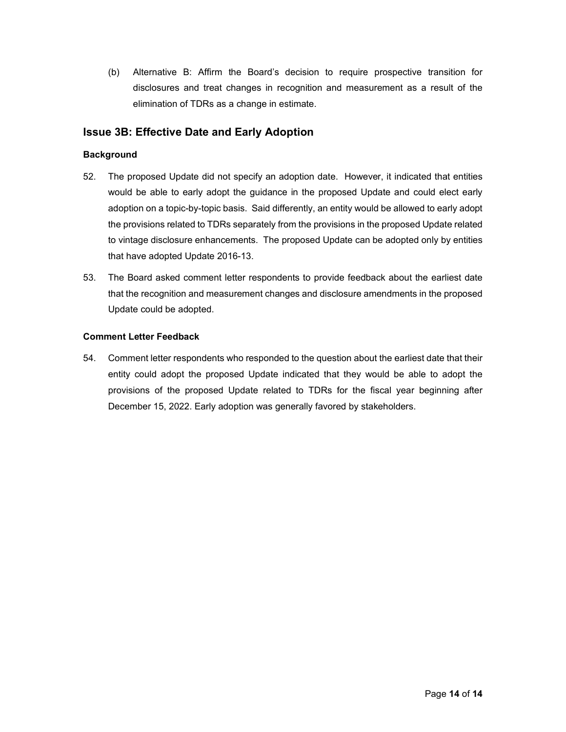(b) Alternative B: Affirm the Board's decision to require prospective transition for disclosures and treat changes in recognition and measurement as a result of the elimination of TDRs as a change in estimate.

## Issue 3B: Effective Date and Early Adoption

### Background

52. The proposed Update did not specify an adoption date. However, it indicated that entities would be able to early adopt the guidance in the proposed Update and could elect early adoption on a topic-by-topic basis. Said differently, an entity would be allowed to early adopt the provisions related to TDRs separately from the provisions in the proposed Update related to vintage disclosure enhancements. The proposed Update can be adopted only by entities that have adopted Update 2016-13.

53. The Board asked comment letter respondents to provide feedback about the earliest date that the recognition and measurement changes and disclosure amendments in the proposed Update could be adopted.

### Comment Letter Feedback

54. Comment letter respondents who responded to the question about the earliest date that their entity could adopt the proposed Update indicated that they would be able to adopt the provisions of the proposed Update related to TDRs for the fiscal year beginning after December 15, 2022. Early adoption was generally favored by stakeholders.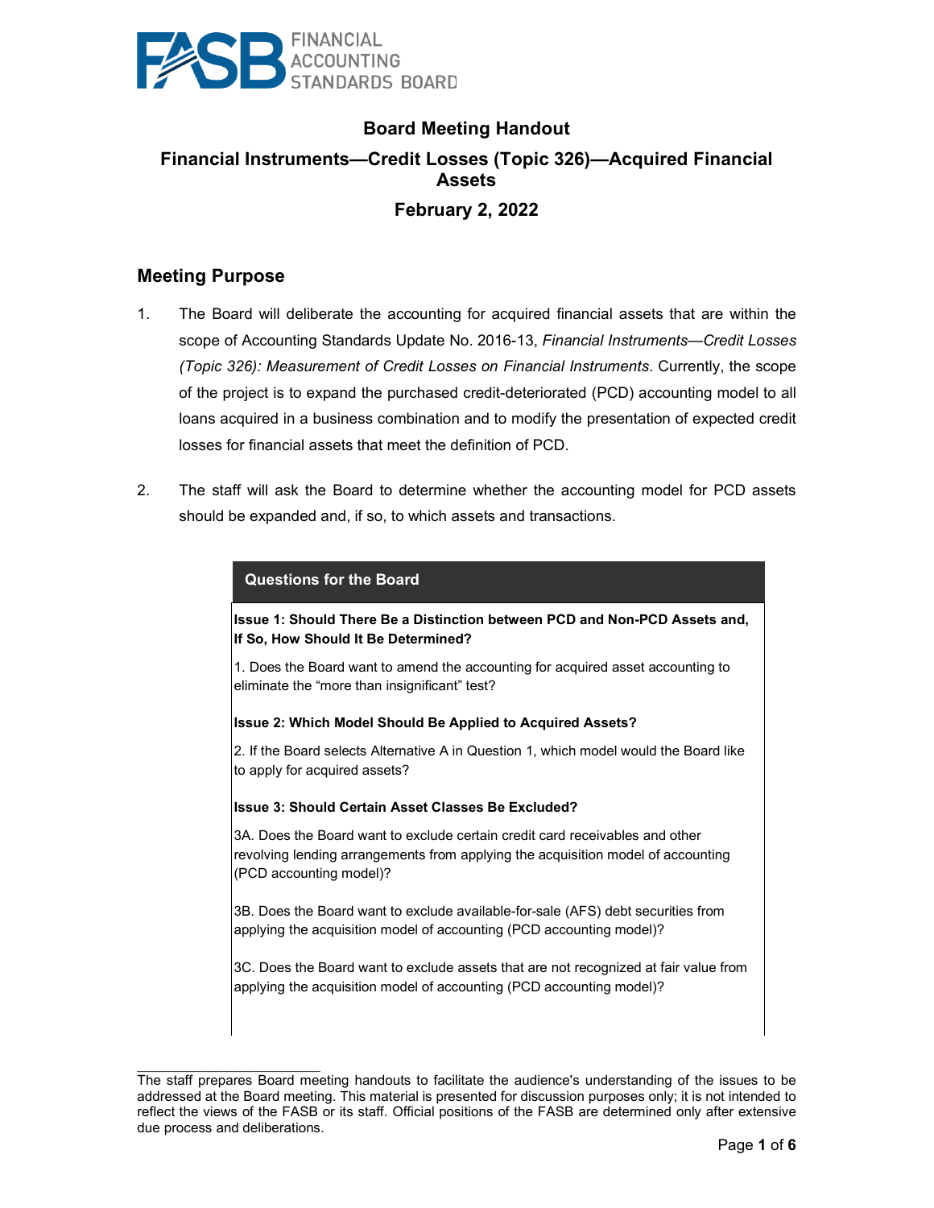# Board Meeting Handout

## Financial Instruments—Credit Losses (Topic 326)—Acquired Financial Assets

## February 2, 2022

## Meeting Purpose

1. The Board will deliberate the accounting for acquired financial assets that are within the scope of Accounting Standards Update No. 2016-13, *Financial Instruments—Credit Losses (Topic 326): Measurement of Credit Losses on Financial Instruments*. Currently, the scope of the project is to expand the purchased credit-deteriorated (PCD) accounting model to all loans acquired in a business combination and to modify the presentation of expected credit losses for financial assets that meet the definition of PCD.

2. The staff will ask the Board to determine whether the accounting model for PCD assets should be expanded and, if so, to which assets and transactions.

| Questions for the Board |
|---|
| **Issue 1: Should There Be a Distinction between PCD and Non-PCD Assets and, If So, How Should It Be Determined?**<br><br>1. Does the Board want to amend the accounting for acquired asset accounting to eliminate the "more than insignificant" test?<br><br>**Issue 2: Which Model Should Be Applied to Acquired Assets?**<br><br>2. If the Board selects Alternative A in Question 1, which model would the Board like to apply for acquired assets?<br><br>**Issue 3: Should Certain Asset Classes Be Excluded?**<br><br>3A. Does the Board want to exclude certain credit card receivables and other revolving lending arrangements from applying the acquisition model of accounting (PCD accounting model)?<br><br>3B. Does the Board want to exclude available-for-sale (AFS) debt securities from applying the acquisition model of accounting (PCD accounting model)?<br><br>3C. Does the Board want to exclude assets that are not recognized at fair value from applying the acquisition model of accounting (PCD accounting model)? |

The staff prepares Board meeting handouts to facilitate the audience's understanding of the issues to be addressed at the Board meeting. This material is presented for discussion purposes only; it is not intended to reflect the views of the FASB or its staff. Official positions of the FASB are determined only after extensive due process and deliberations.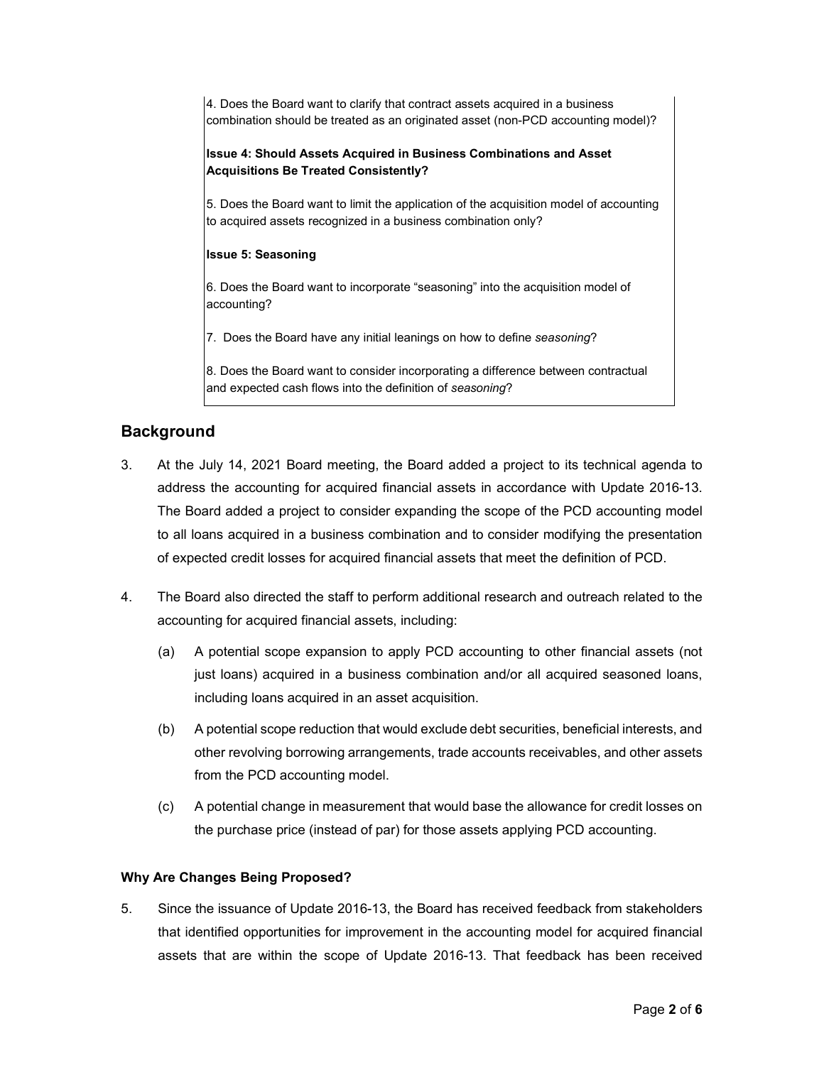4. Does the Board want to clarify that contract assets acquired in a business combination should be treated as an originated asset (non-PCD accounting model)?

**Issue 4: Should Assets Acquired in Business Combinations and Asset Acquisitions Be Treated Consistently?**

5. Does the Board want to limit the application of the acquisition model of accounting to acquired assets recognized in a business combination only?

**Issue 5: Seasoning**

6. Does the Board want to incorporate "seasoning" into the acquisition model of accounting?

7. Does the Board have any initial leanings on how to define *seasoning*?

8. Does the Board want to consider incorporating a difference between contractual and expected cash flows into the definition of *seasoning*?

## Background

3. At the July 14, 2021 Board meeting, the Board added a project to its technical agenda to address the accounting for acquired financial assets in accordance with Update 2016-13. The Board added a project to consider expanding the scope of the PCD accounting model to all loans acquired in a business combination and to consider modifying the presentation of expected credit losses for acquired financial assets that meet the definition of PCD.

4. The Board also directed the staff to perform additional research and outreach related to the accounting for acquired financial assets, including:

   (a) A potential scope expansion to apply PCD accounting to other financial assets (not just loans) acquired in a business combination and/or all acquired seasoned loans, including loans acquired in an asset acquisition.

   (b) A potential scope reduction that would exclude debt securities, beneficial interests, and other revolving borrowing arrangements, trade accounts receivables, and other assets from the PCD accounting model.

   (c) A potential change in measurement that would base the allowance for credit losses on the purchase price (instead of par) for those assets applying PCD accounting.

### Why Are Changes Being Proposed?

5. Since the issuance of Update 2016-13, the Board has received feedback from stakeholders that identified opportunities for improvement in the accounting model for acquired financial assets that are within the scope of Update 2016-13. That feedback has been received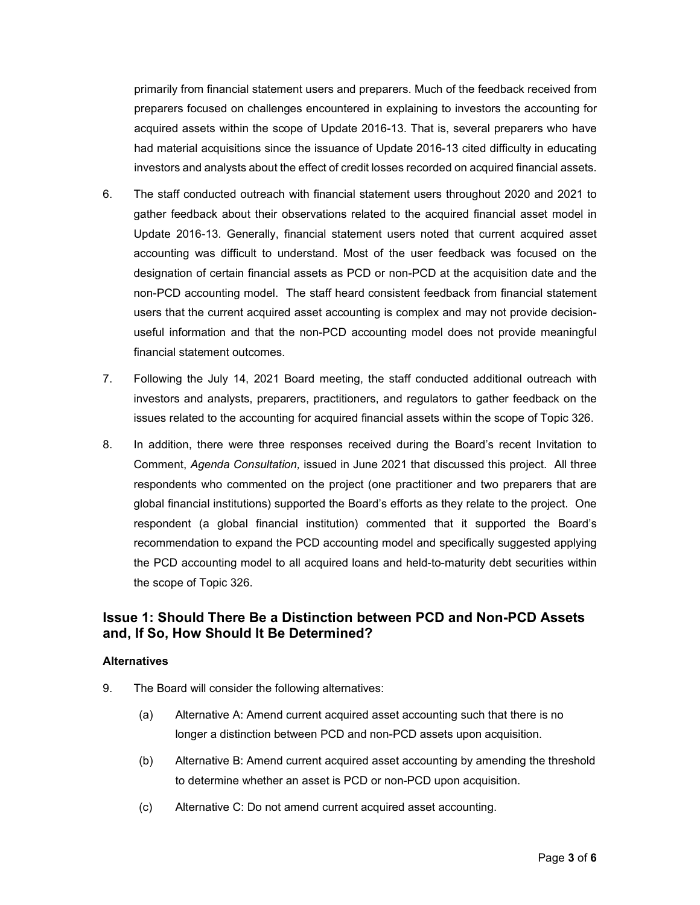primarily from financial statement users and preparers. Much of the feedback received from preparers focused on challenges encountered in explaining to investors the accounting for acquired assets within the scope of Update 2016-13. That is, several preparers who have had material acquisitions since the issuance of Update 2016-13 cited difficulty in educating investors and analysts about the effect of credit losses recorded on acquired financial assets.

6. The staff conducted outreach with financial statement users throughout 2020 and 2021 to gather feedback about their observations related to the acquired financial asset model in Update 2016-13. Generally, financial statement users noted that current acquired asset accounting was difficult to understand. Most of the user feedback was focused on the designation of certain financial assets as PCD or non-PCD at the acquisition date and the non-PCD accounting model. The staff heard consistent feedback from financial statement users that the current acquired asset accounting is complex and may not provide decision-useful information and that the non-PCD accounting model does not provide meaningful financial statement outcomes.

7. Following the July 14, 2021 Board meeting, the staff conducted additional outreach with investors and analysts, preparers, practitioners, and regulators to gather feedback on the issues related to the accounting for acquired financial assets within the scope of Topic 326.

8. In addition, there were three responses received during the Board's recent Invitation to Comment, *Agenda Consultation,* issued in June 2021 that discussed this project. All three respondents who commented on the project (one practitioner and two preparers that are global financial institutions) supported the Board's efforts as they relate to the project. One respondent (a global financial institution) commented that it supported the Board's recommendation to expand the PCD accounting model and specifically suggested applying the PCD accounting model to all acquired loans and held-to-maturity debt securities within the scope of Topic 326.

## Issue 1: Should There Be a Distinction between PCD and Non-PCD Assets and, If So, How Should It Be Determined?

### Alternatives

9. The Board will consider the following alternatives:

   (a) Alternative A: Amend current acquired asset accounting such that there is no longer a distinction between PCD and non-PCD assets upon acquisition.

   (b) Alternative B: Amend current acquired asset accounting by amending the threshold to determine whether an asset is PCD or non-PCD upon acquisition.

   (c) Alternative C: Do not amend current acquired asset accounting.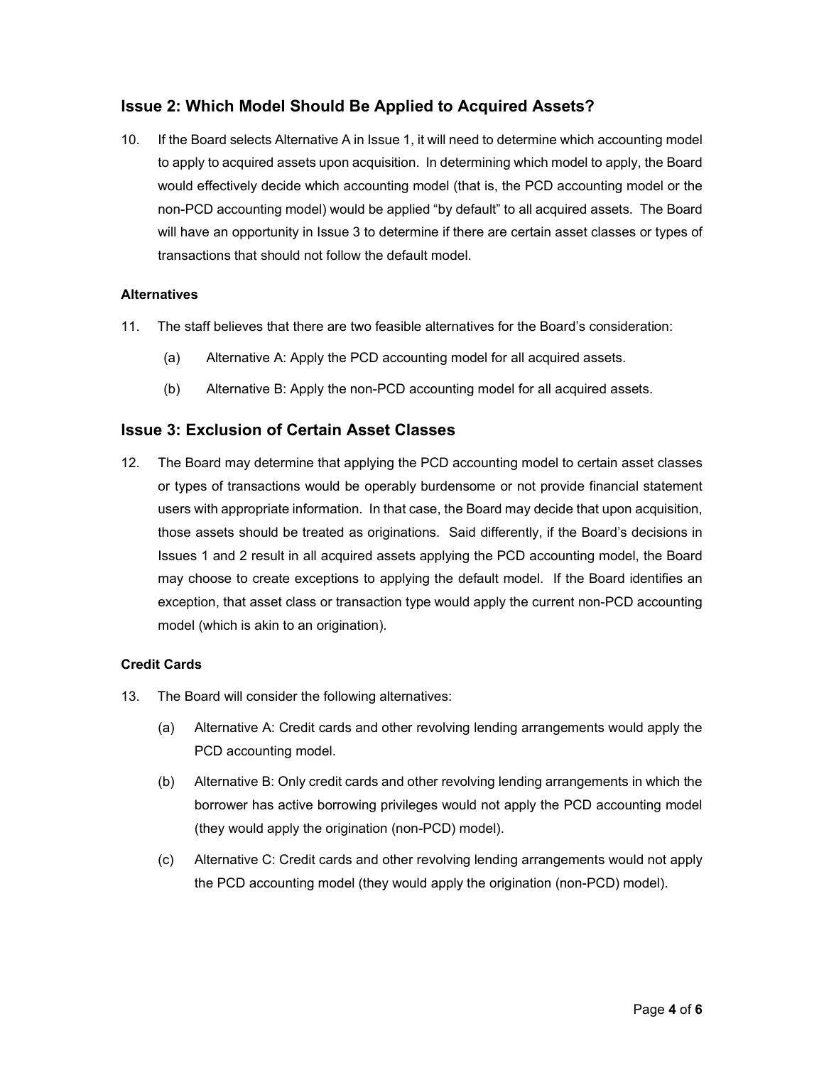## Issue 2: Which Model Should Be Applied to Acquired Assets?

10. If the Board selects Alternative A in Issue 1, it will need to determine which accounting model to apply to acquired assets upon acquisition. In determining which model to apply, the Board would effectively decide which accounting model (that is, the PCD accounting model or the non-PCD accounting model) would be applied "by default" to all acquired assets. The Board will have an opportunity in Issue 3 to determine if there are certain asset classes or types of transactions that should not follow the default model.

### Alternatives

11. The staff believes that there are two feasible alternatives for the Board's consideration:
    - (a) Alternative A: Apply the PCD accounting model for all acquired assets.
    - (b) Alternative B: Apply the non-PCD accounting model for all acquired assets.

## Issue 3: Exclusion of Certain Asset Classes

12. The Board may determine that applying the PCD accounting model to certain asset classes or types of transactions would be operably burdensome or not provide financial statement users with appropriate information. In that case, the Board may decide that upon acquisition, those assets should be treated as originations. Said differently, if the Board's decisions in Issues 1 and 2 result in all acquired assets applying the PCD accounting model, the Board may choose to create exceptions to applying the default model. If the Board identifies an exception, that asset class or transaction type would apply the current non-PCD accounting model (which is akin to an origination).

### Credit Cards

13. The Board will consider the following alternatives:
    - (a) Alternative A: Credit cards and other revolving lending arrangements would apply the PCD accounting model.
    - (b) Alternative B: Only credit cards and other revolving lending arrangements in which the borrower has active borrowing privileges would not apply the PCD accounting model (they would apply the origination (non-PCD) model).
    - (c) Alternative C: Credit cards and other revolving lending arrangements would not apply the PCD accounting model (they would apply the origination (non-PCD) model).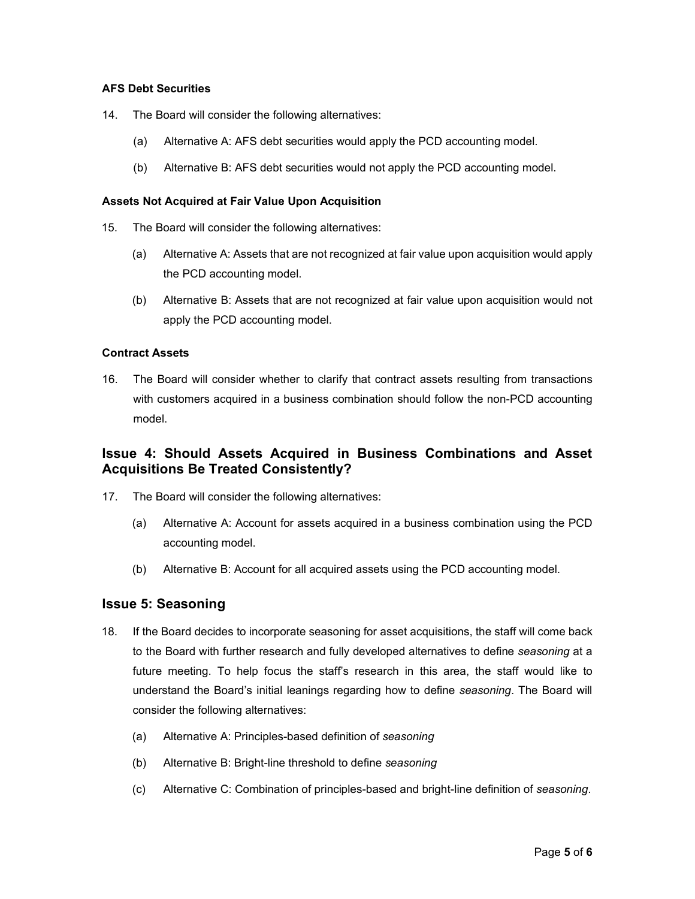#### AFS Debt Securities

14. The Board will consider the following alternatives:

    (a) Alternative A: AFS debt securities would apply the PCD accounting model.

    (b) Alternative B: AFS debt securities would not apply the PCD accounting model.

#### Assets Not Acquired at Fair Value Upon Acquisition

15. The Board will consider the following alternatives:

    (a) Alternative A: Assets that are not recognized at fair value upon acquisition would apply the PCD accounting model.

    (b) Alternative B: Assets that are not recognized at fair value upon acquisition would not apply the PCD accounting model.

#### Contract Assets

16. The Board will consider whether to clarify that contract assets resulting from transactions with customers acquired in a business combination should follow the non-PCD accounting model.

## Issue 4: Should Assets Acquired in Business Combinations and Asset Acquisitions Be Treated Consistently?

17. The Board will consider the following alternatives:

    (a) Alternative A: Account for assets acquired in a business combination using the PCD accounting model.

    (b) Alternative B: Account for all acquired assets using the PCD accounting model.

## Issue 5: Seasoning

18. If the Board decides to incorporate seasoning for asset acquisitions, the staff will come back to the Board with further research and fully developed alternatives to define *seasoning* at a future meeting. To help focus the staff's research in this area, the staff would like to understand the Board's initial leanings regarding how to define *seasoning*. The Board will consider the following alternatives:

    (a) Alternative A: Principles-based definition of *seasoning*

    (b) Alternative B: Bright-line threshold to define *seasoning*

    (c) Alternative C: Combination of principles-based and bright-line definition of *seasoning*.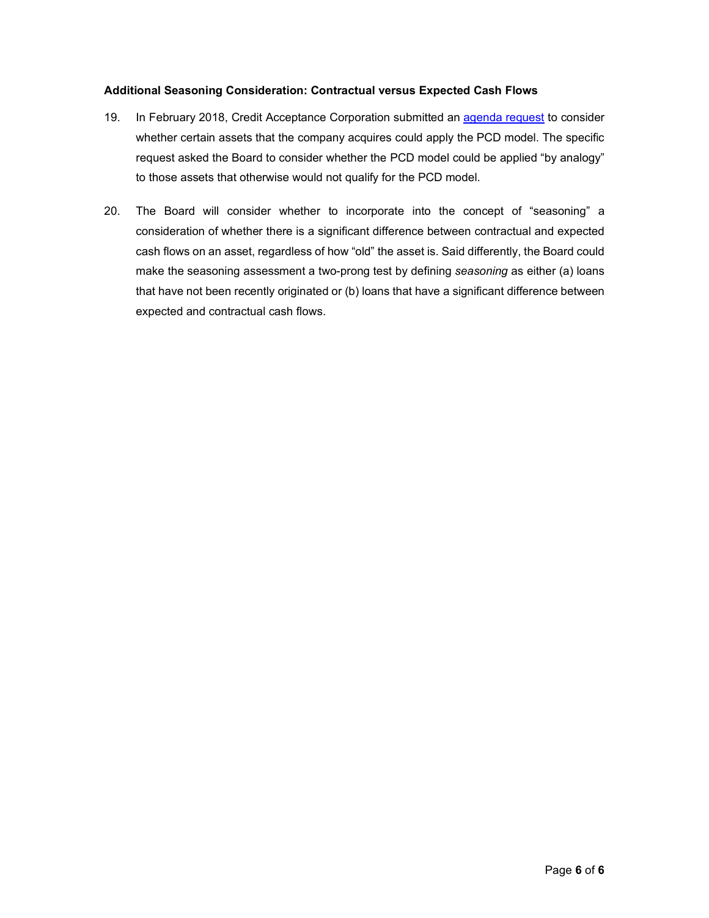**Additional Seasoning Consideration: Contractual versus Expected Cash Flows**

19. In February 2018, Credit Acceptance Corporation submitted an agenda request to consider whether certain assets that the company acquires could apply the PCD model. The specific request asked the Board to consider whether the PCD model could be applied "by analogy" to those assets that otherwise would not qualify for the PCD model.

20. The Board will consider whether to incorporate into the concept of "seasoning" a consideration of whether there is a significant difference between contractual and expected cash flows on an asset, regardless of how "old" the asset is. Said differently, the Board could make the seasoning assessment a two-prong test by defining *seasoning* as either (a) loans that have not been recently originated or (b) loans that have a significant difference between expected and contractual cash flows.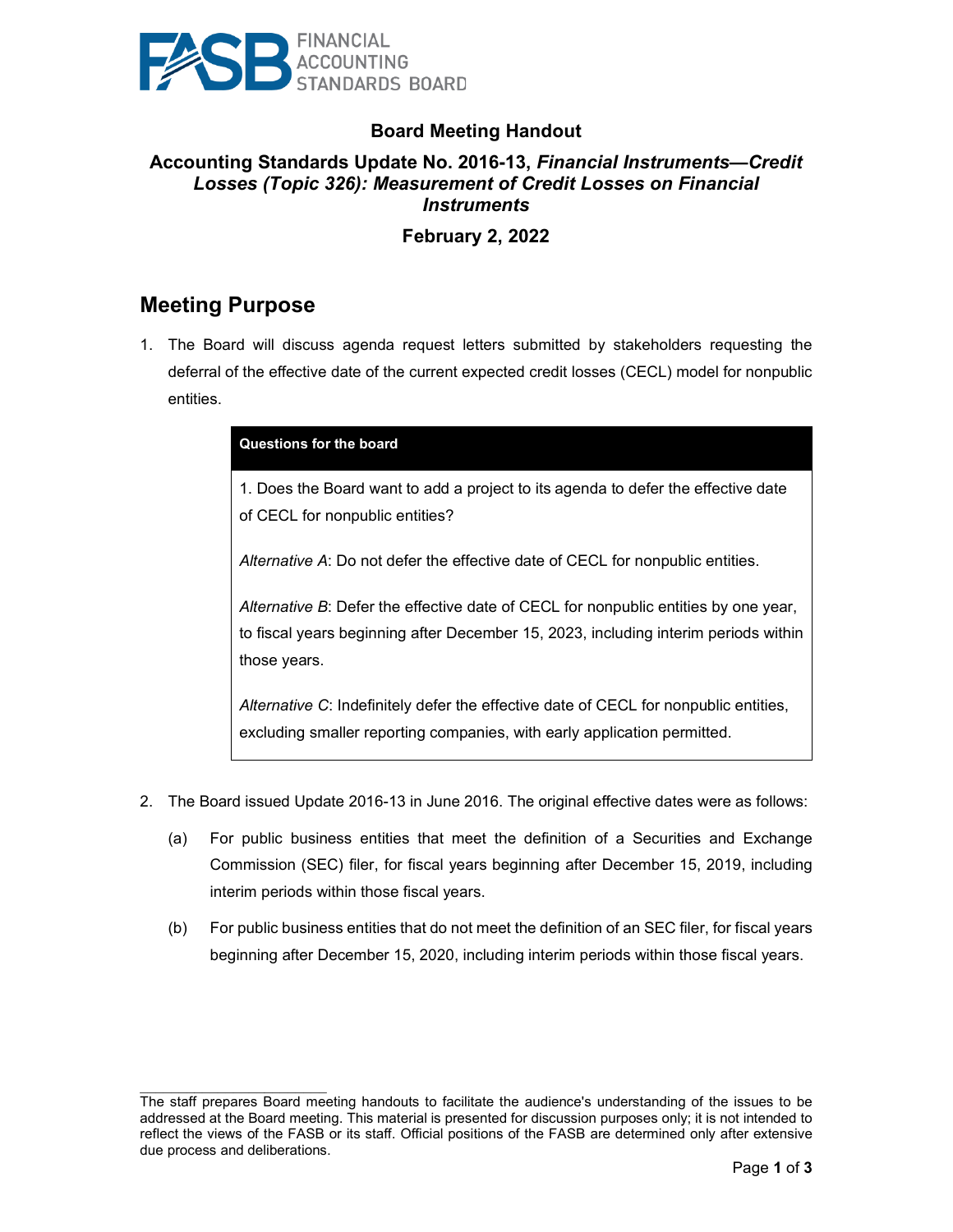# Board Meeting Handout

## Accounting Standards Update No. 2016-13, *Financial Instruments—Credit Losses (Topic 326): Measurement of Credit Losses on Financial Instruments*

## February 2, 2022

## Meeting Purpose

1. The Board will discuss agenda request letters submitted by stakeholders requesting the deferral of the effective date of the current expected credit losses (CECL) model for nonpublic entities.

> **Questions for the board**
>
> 1. Does the Board want to add a project to its agenda to defer the effective date of CECL for nonpublic entities?
>
> *Alternative A*: Do not defer the effective date of CECL for nonpublic entities.
>
> *Alternative B*: Defer the effective date of CECL for nonpublic entities by one year, to fiscal years beginning after December 15, 2023, including interim periods within those years.
>
> *Alternative C*: Indefinitely defer the effective date of CECL for nonpublic entities, excluding smaller reporting companies, with early application permitted.

2. The Board issued Update 2016-13 in June 2016. The original effective dates were as follows:

   (a) For public business entities that meet the definition of a Securities and Exchange Commission (SEC) filer, for fiscal years beginning after December 15, 2019, including interim periods within those fiscal years.

   (b) For public business entities that do not meet the definition of an SEC filer, for fiscal years beginning after December 15, 2020, including interim periods within those fiscal years.

The staff prepares Board meeting handouts to facilitate the audience's understanding of the issues to be addressed at the Board meeting. This material is presented for discussion purposes only; it is not intended to reflect the views of the FASB or its staff. Official positions of the FASB are determined only after extensive due process and deliberations.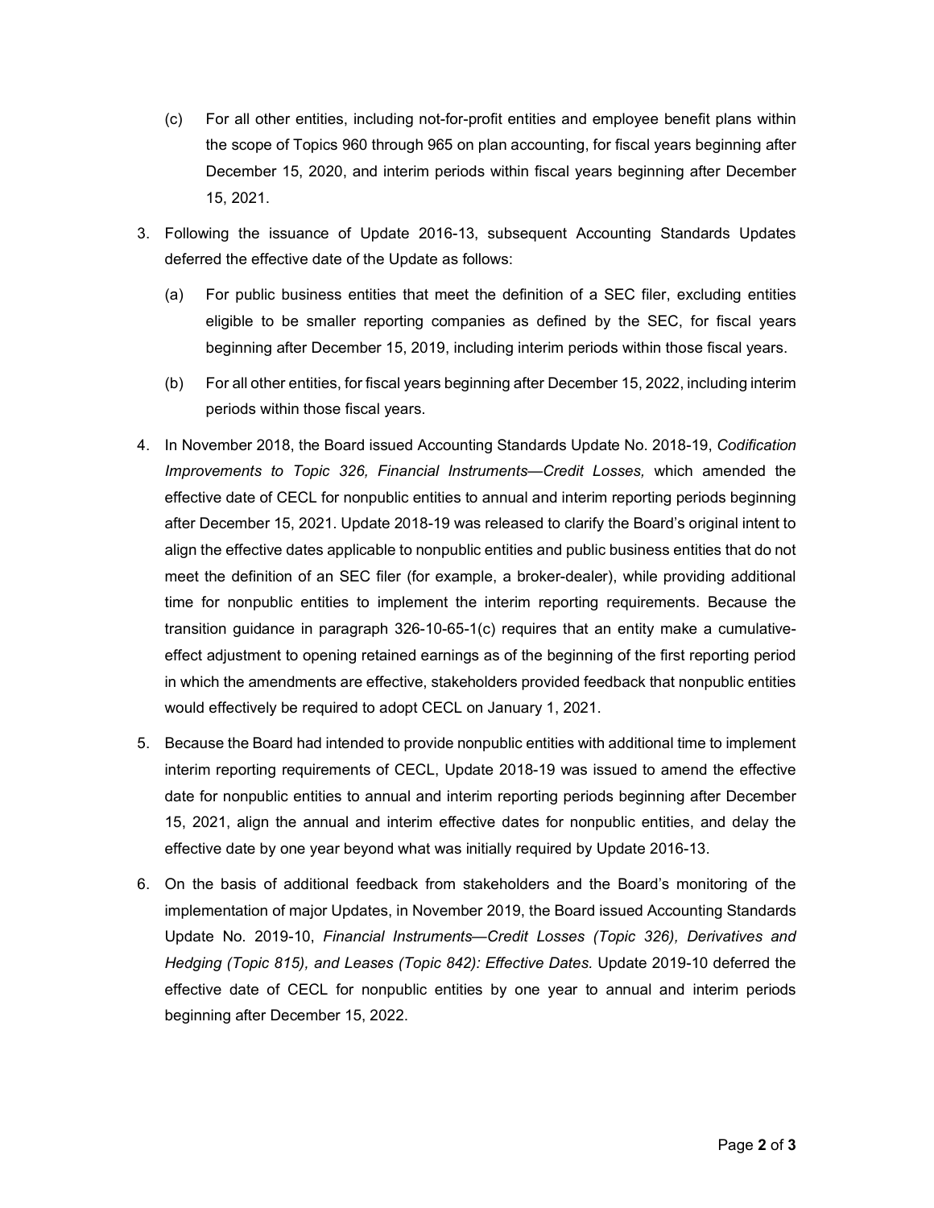(c) For all other entities, including not-for-profit entities and employee benefit plans within the scope of Topics 960 through 965 on plan accounting, for fiscal years beginning after December 15, 2020, and interim periods within fiscal years beginning after December 15, 2021.

3. Following the issuance of Update 2016-13, subsequent Accounting Standards Updates deferred the effective date of the Update as follows:

   (a) For public business entities that meet the definition of a SEC filer, excluding entities eligible to be smaller reporting companies as defined by the SEC, for fiscal years beginning after December 15, 2019, including interim periods within those fiscal years.

   (b) For all other entities, for fiscal years beginning after December 15, 2022, including interim periods within those fiscal years.

4. In November 2018, the Board issued Accounting Standards Update No. 2018-19, *Codification Improvements to Topic 326, Financial Instruments—Credit Losses,* which amended the effective date of CECL for nonpublic entities to annual and interim reporting periods beginning after December 15, 2021. Update 2018-19 was released to clarify the Board's original intent to align the effective dates applicable to nonpublic entities and public business entities that do not meet the definition of an SEC filer (for example, a broker-dealer), while providing additional time for nonpublic entities to implement the interim reporting requirements. Because the transition guidance in paragraph 326-10-65-1(c) requires that an entity make a cumulative-effect adjustment to opening retained earnings as of the beginning of the first reporting period in which the amendments are effective, stakeholders provided feedback that nonpublic entities would effectively be required to adopt CECL on January 1, 2021.

5. Because the Board had intended to provide nonpublic entities with additional time to implement interim reporting requirements of CECL, Update 2018-19 was issued to amend the effective date for nonpublic entities to annual and interim reporting periods beginning after December 15, 2021, align the annual and interim effective dates for nonpublic entities, and delay the effective date by one year beyond what was initially required by Update 2016-13.

6. On the basis of additional feedback from stakeholders and the Board's monitoring of the implementation of major Updates, in November 2019, the Board issued Accounting Standards Update No. 2019-10, *Financial Instruments—Credit Losses (Topic 326), Derivatives and Hedging (Topic 815), and Leases (Topic 842): Effective Dates.* Update 2019-10 deferred the effective date of CECL for nonpublic entities by one year to annual and interim periods beginning after December 15, 2022.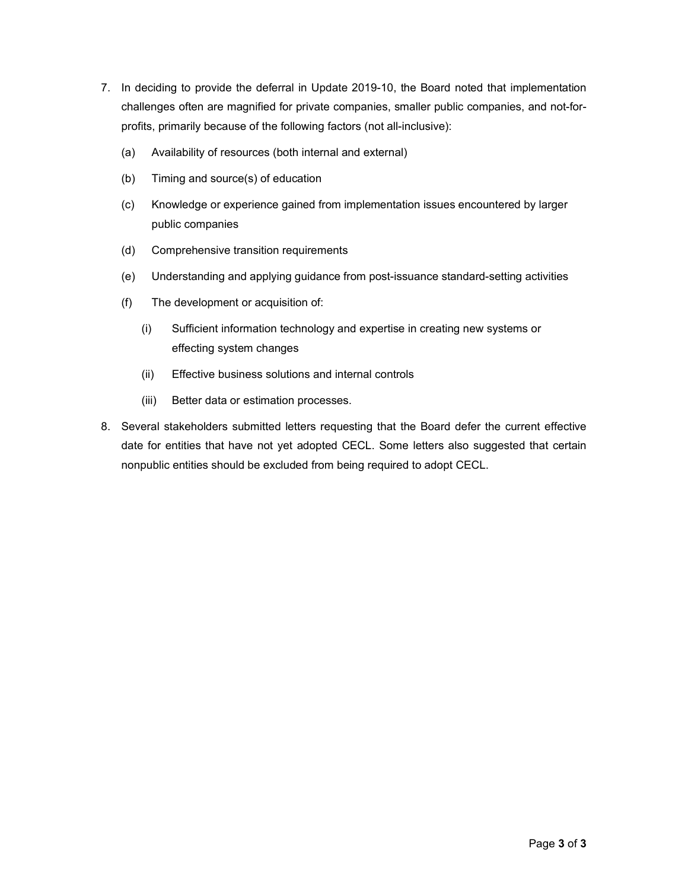7. In deciding to provide the deferral in Update 2019-10, the Board noted that implementation challenges often are magnified for private companies, smaller public companies, and not-for-profits, primarily because of the following factors (not all-inclusive):

   (a) Availability of resources (both internal and external)

   (b) Timing and source(s) of education

   (c) Knowledge or experience gained from implementation issues encountered by larger public companies

   (d) Comprehensive transition requirements

   (e) Understanding and applying guidance from post-issuance standard-setting activities

   (f) The development or acquisition of:

      (i) Sufficient information technology and expertise in creating new systems or effecting system changes

      (ii) Effective business solutions and internal controls

      (iii) Better data or estimation processes.

8. Several stakeholders submitted letters requesting that the Board defer the current effective date for entities that have not yet adopted CECL. Some letters also suggested that certain nonpublic entities should be excluded from being required to adopt CECL.